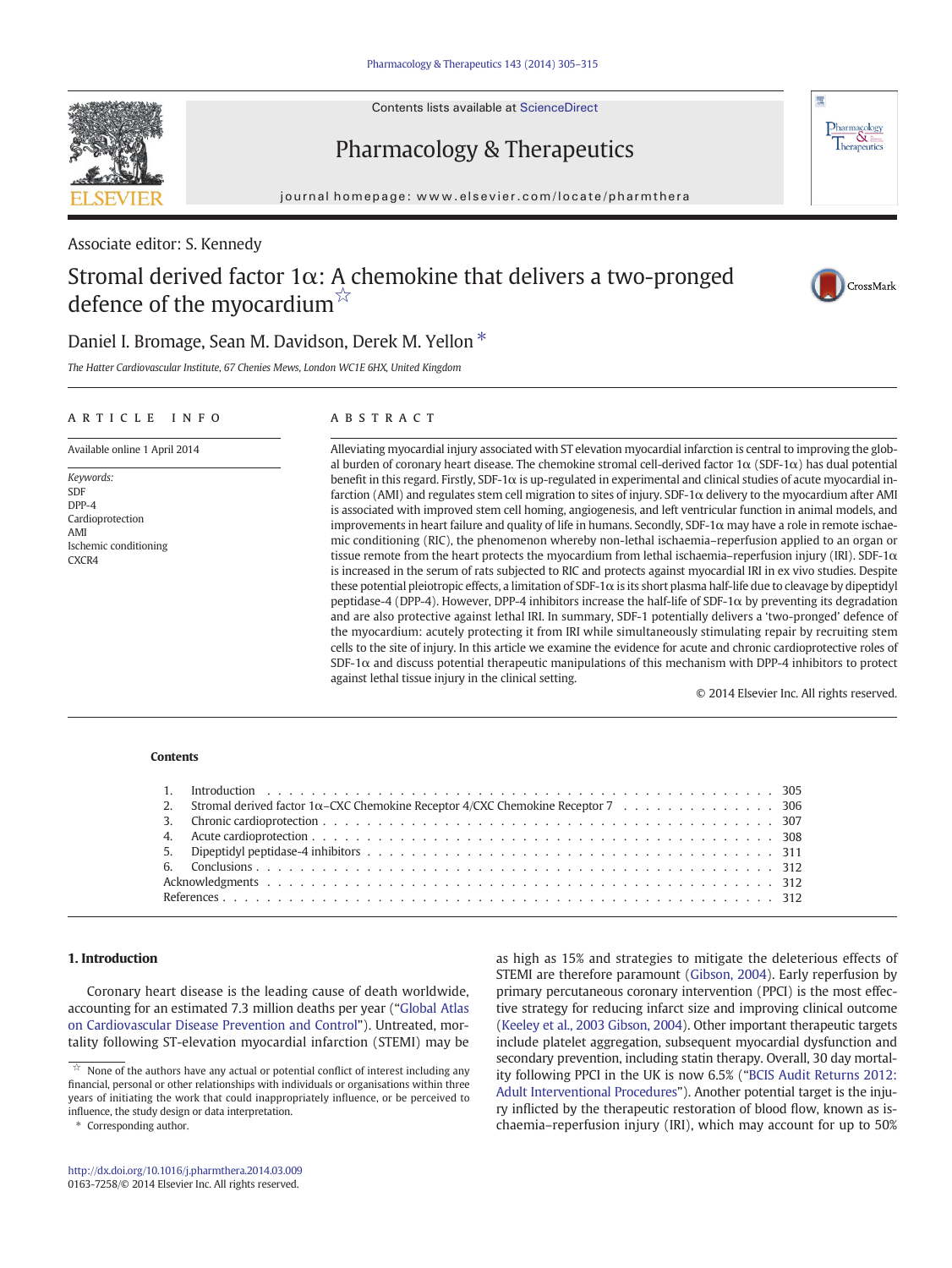Associate editor: S. Kennedy

# Stromal derived factor 1α: A chemokine that delivers a two-pronged defence of the myocardium ☆

Daniel I. Bromage, Sean M. Davidson, Derek M. Yellon *

*The Hatter Cardiovascular Institute, 67 Chenies Mews, London WC1E 6HX, United Kingdom*

## ARTICLE INFO

Available online 1 April 2014

*Keywords:*
SDF
DPP-4
Cardioprotection
AMI
Ischemic conditioning
CXCR4

## ABSTRACT

Alleviating myocardial injury associated with ST elevation myocardial infarction is central to improving the global burden of coronary heart disease. The chemokine stromal cell-derived factor 1α (SDF-1α) has dual potential benefit in this regard. Firstly, SDF-1α is up-regulated in experimental and clinical studies of acute myocardial infarction (AMI) and regulates stem cell migration to sites of injury. SDF-1α delivery to the myocardium after AMI is associated with improved stem cell homing, angiogenesis, and left ventricular function in animal models, and improvements in heart failure and quality of life in humans. Secondly, SDF-1α may have a role in remote ischaemic conditioning (RIC), the phenomenon whereby non-lethal ischaemia–reperfusion applied to an organ or tissue remote from the heart protects the myocardium from lethal ischaemia–reperfusion injury (IRI). SDF-1α is increased in the serum of rats subjected to RIC and protects against myocardial IRI in ex vivo studies. Despite these potential pleiotropic effects, a limitation of SDF-1α is its short plasma half-life due to cleavage by dipeptidyl peptidase-4 (DPP-4). However, DPP-4 inhibitors increase the half-life of SDF-1α by preventing its degradation and are also protective against lethal IRI. In summary, SDF-1 potentially delivers a 'two-pronged' defence of the myocardium: acutely protecting it from IRI while simultaneously stimulating repair by recruiting stem cells to the site of injury. In this article we examine the evidence for acute and chronic cardioprotective roles of SDF-1α and discuss potential therapeutic manipulations of this mechanism with DPP-4 inhibitors to protect against lethal tissue injury in the clinical setting.

© 2014 Elsevier Inc. All rights reserved.

## Contents

1. Introduction . . . 305
2. Stromal derived factor 1α–CXC Chemokine Receptor 4/CXC Chemokine Receptor 7 . . . 306
3. Chronic cardioprotection . . . 307
4. Acute cardioprotection . . . 308
5. Dipeptidyl peptidase-4 inhibitors . . . 311
6. Conclusions . . . 312

Acknowledgments . . . 312
References . . . 312

## 1. Introduction

Coronary heart disease is the leading cause of death worldwide, accounting for an estimated 7.3 million deaths per year ("Global Atlas on Cardiovascular Disease Prevention and Control"). Untreated, mortality following ST-elevation myocardial infarction (STEMI) may be as high as 15% and strategies to mitigate the deleterious effects of STEMI are therefore paramount (Gibson, 2004). Early reperfusion by primary percutaneous coronary intervention (PPCI) is the most effective strategy for reducing infarct size and improving clinical outcome (Keeley et al., 2003 Gibson, 2004). Other important therapeutic targets include platelet aggregation, subsequent myocardial dysfunction and secondary prevention, including statin therapy. Overall, 30 day mortality following PPCI in the UK is now 6.5% ("BCIS Audit Returns 2012: Adult Interventional Procedures"). Another potential target is the injury inflicted by the therapeutic restoration of blood flow, known as ischaemia–reperfusion injury (IRI), which may account for up to 50%

☆ None of the authors have any actual or potential conflict of interest including any financial, personal or other relationships with individuals or organisations within three years of initiating the work that could inappropriately influence, or be perceived to influence, the study design or data interpretation.

\* Corresponding author.

http://dx.doi.org/10.1016/j.pharmthera.2014.03.009
0163-7258/© 2014 Elsevier Inc. All rights reserved.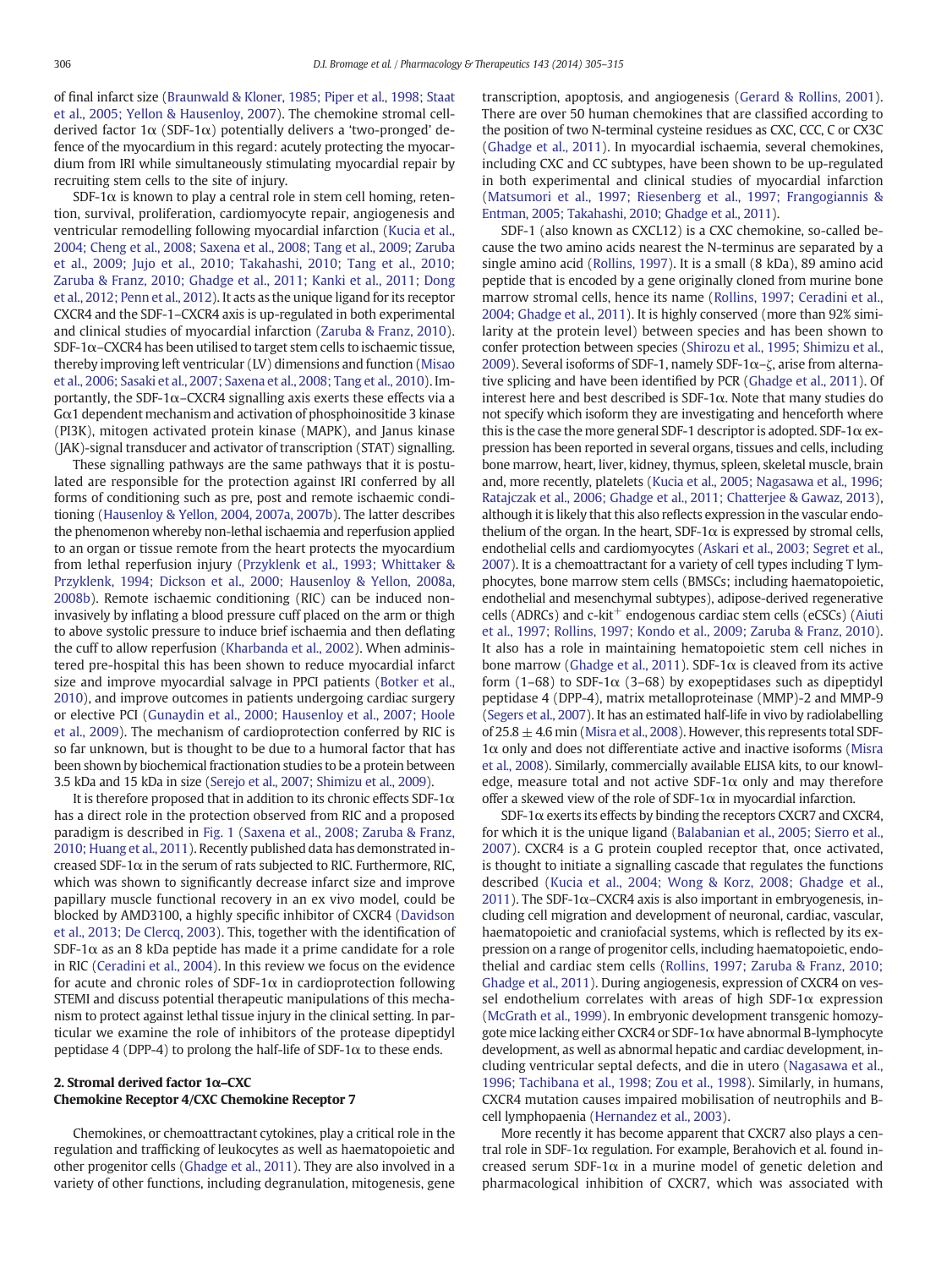of final infarct size (Braunwald & Kloner, 1985; Piper et al., 1998; Staat et al., 2005; Yellon & Hausenloy, 2007). The chemokine stromal cell-derived factor 1α (SDF-1α) potentially delivers a 'two-pronged' defence of the myocardium in this regard: acutely protecting the myocardium from IRI while simultaneously stimulating myocardial repair by recruiting stem cells to the site of injury.

SDF-1α is known to play a central role in stem cell homing, retention, survival, proliferation, cardiomyocyte repair, angiogenesis and ventricular remodelling following myocardial infarction (Kucia et al., 2004; Cheng et al., 2008; Saxena et al., 2008; Tang et al., 2009; Zaruba et al., 2009; Jujo et al., 2010; Takahashi, 2010; Tang et al., 2010; Zaruba & Franz, 2010; Ghadge et al., 2011; Kanki et al., 2011; Dong et al., 2012; Penn et al., 2012). It acts as the unique ligand for its receptor CXCR4 and the SDF-1–CXCR4 axis is up-regulated in both experimental and clinical studies of myocardial infarction (Zaruba & Franz, 2010). SDF-1α–CXCR4 has been utilised to target stem cells to ischaemic tissue, thereby improving left ventricular (LV) dimensions and function (Misao et al., 2006; Sasaki et al., 2007; Saxena et al., 2008; Tang et al., 2010). Importantly, the SDF-1α–CXCR4 signalling axis exerts these effects via a Gα1 dependent mechanism and activation of phosphoinositide 3 kinase (PI3K), mitogen activated protein kinase (MAPK), and Janus kinase (JAK)-signal transducer and activator of transcription (STAT) signalling.

These signalling pathways are the same pathways that it is postulated are responsible for the protection against IRI conferred by all forms of conditioning such as pre, post and remote ischaemic conditioning (Hausenloy & Yellon, 2004, 2007a, 2007b). The latter describes the phenomenon whereby non-lethal ischaemia and reperfusion applied to an organ or tissue remote from the heart protects the myocardium from lethal reperfusion injury (Przyklenk et al., 1993; Whittaker & Przyklenk, 1994; Dickson et al., 2000; Hausenloy & Yellon, 2008a, 2008b). Remote ischaemic conditioning (RIC) can be induced non-invasively by inflating a blood pressure cuff placed on the arm or thigh to above systolic pressure to induce brief ischaemia and then deflating the cuff to allow reperfusion (Kharbanda et al., 2002). When administered pre-hospital this has been shown to reduce myocardial infarct size and improve myocardial salvage in PPCI patients (Botker et al., 2010), and improve outcomes in patients undergoing cardiac surgery or elective PCI (Gunaydin et al., 2000; Hausenloy et al., 2007; Hoole et al., 2009). The mechanism of cardioprotection conferred by RIC is so far unknown, but is thought to be due to a humoral factor that has been shown by biochemical fractionation studies to be a protein between 3.5 kDa and 15 kDa in size (Serejo et al., 2007; Shimizu et al., 2009).

It is therefore proposed that in addition to its chronic effects SDF-1α has a direct role in the protection observed from RIC and a proposed paradigm is described in Fig. 1 (Saxena et al., 2008; Zaruba & Franz, 2010; Huang et al., 2011). Recently published data has demonstrated increased SDF-1α in the serum of rats subjected to RIC. Furthermore, RIC, which was shown to significantly decrease infarct size and improve papillary muscle functional recovery in an ex vivo model, could be blocked by AMD3100, a highly specific inhibitor of CXCR4 (Davidson et al., 2013; De Clercq, 2003). This, together with the identification of SDF-1α as an 8 kDa peptide has made it a prime candidate for a role in RIC (Ceradini et al., 2004). In this review we focus on the evidence for acute and chronic roles of SDF-1α in cardioprotection following STEMI and discuss potential therapeutic manipulations of this mechanism to protect against lethal tissue injury in the clinical setting. In particular we examine the role of inhibitors of the protease dipeptidyl peptidase 4 (DPP-4) to prolong the half-life of SDF-1α to these ends.

## 2. Stromal derived factor 1α–CXC Chemokine Receptor 4/CXC Chemokine Receptor 7

Chemokines, or chemoattractant cytokines, play a critical role in the regulation and trafficking of leukocytes as well as haematopoietic and other progenitor cells (Ghadge et al., 2011). They are also involved in a variety of other functions, including degranulation, mitogenesis, gene transcription, apoptosis, and angiogenesis (Gerard & Rollins, 2001). There are over 50 human chemokines that are classified according to the position of two N-terminal cysteine residues as CXC, CCC, C or CX3C (Ghadge et al., 2011). In myocardial ischaemia, several chemokines, including CXC and CC subtypes, have been shown to be up-regulated in both experimental and clinical studies of myocardial infarction (Matsumori et al., 1997; Riesenberg et al., 1997; Frangogiannis & Entman, 2005; Takahashi, 2010; Ghadge et al., 2011).

SDF-1 (also known as CXCL12) is a CXC chemokine, so-called because the two amino acids nearest the N-terminus are separated by a single amino acid (Rollins, 1997). It is a small (8 kDa), 89 amino acid peptide that is encoded by a gene originally cloned from murine bone marrow stromal cells, hence its name (Rollins, 1997; Ceradini et al., 2004; Ghadge et al., 2011). It is highly conserved (more than 92% similarity at the protein level) between species and has been shown to confer protection between species (Shirozu et al., 1995; Shimizu et al., 2009). Several isoforms of SDF-1, namely SDF-1α–ζ, arise from alternative splicing and have been identified by PCR (Ghadge et al., 2011). Of interest here and best described is SDF-1α. Note that many studies do not specify which isoform they are investigating and henceforth where this is the case the more general SDF-1 descriptor is adopted. SDF-1α expression has been reported in several organs, tissues and cells, including bone marrow, heart, liver, kidney, thymus, spleen, skeletal muscle, brain and, more recently, platelets (Kucia et al., 2005; Nagasawa et al., 1996; Ratajczak et al., 2006; Ghadge et al., 2011; Chatterjee & Gawaz, 2013), although it is likely that this also reflects expression in the vascular endothelium of the organ. In the heart, SDF-1α is expressed by stromal cells, endothelial cells and cardiomyocytes (Askari et al., 2003; Segret et al., 2007). It is a chemoattractant for a variety of cell types including T lymphocytes, bone marrow stem cells (BMSCs; including haematopoietic, endothelial and mesenchymal subtypes), adipose-derived regenerative cells (ADRCs) and c-kit$^{+}$ endogenous cardiac stem cells (eCSCs) (Aiuti et al., 1997; Rollins, 1997; Kondo et al., 2009; Zaruba & Franz, 2010). It also has a role in maintaining hematopoietic stem cell niches in bone marrow (Ghadge et al., 2011). SDF-1α is cleaved from its active form (1–68) to SDF-1α (3–68) by exopeptidases such as dipeptidyl peptidase 4 (DPP-4), matrix metalloproteinase (MMP)-2 and MMP-9 (Segers et al., 2007). It has an estimated half-life in vivo by radiolabelling of 25.8 ± 4.6 min (Misra et al., 2008). However, this represents total SDF-1α only and does not differentiate active and inactive isoforms (Misra et al., 2008). Similarly, commercially available ELISA kits, to our knowledge, measure total and not active SDF-1α only and may therefore offer a skewed view of the role of SDF-1α in myocardial infarction.

SDF-1α exerts its effects by binding the receptors CXCR7 and CXCR4, for which it is the unique ligand (Balabanian et al., 2005; Sierro et al., 2007). CXCR4 is a G protein coupled receptor that, once activated, is thought to initiate a signalling cascade that regulates the functions described (Kucia et al., 2004; Wong & Korz, 2008; Ghadge et al., 2011). The SDF-1α–CXCR4 axis is also important in embryogenesis, including cell migration and development of neuronal, cardiac, vascular, haematopoietic and craniofacial systems, which is reflected by its expression on a range of progenitor cells, including haematopoietic, endothelial and cardiac stem cells (Rollins, 1997; Zaruba & Franz, 2010; Ghadge et al., 2011). During angiogenesis, expression of CXCR4 on vessel endothelium correlates with areas of high SDF-1α expression (McGrath et al., 1999). In embryonic development transgenic homozygote mice lacking either CXCR4 or SDF-1α have abnormal B-lymphocyte development, as well as abnormal hepatic and cardiac development, including ventricular septal defects, and die in utero (Nagasawa et al., 1996; Tachibana et al., 1998; Zou et al., 1998). Similarly, in humans, CXCR4 mutation causes impaired mobilisation of neutrophils and B-cell lymphopaenia (Hernandez et al., 2003).

More recently it has become apparent that CXCR7 also plays a central role in SDF-1α regulation. For example, Berahovich et al. found increased serum SDF-1α in a murine model of genetic deletion and pharmacological inhibition of CXCR7, which was associated with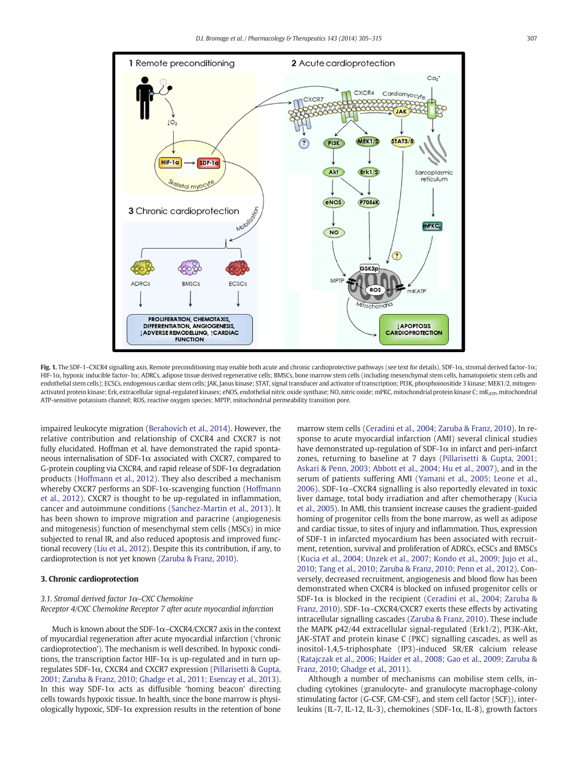**Fig. 1.** The SDF-1–CXCR4 signalling axis. Remote preconditioning may enable both acute and chronic cardioprotective pathways (see text for details). SDF-1α, stromal derived factor-1α; HIF-1α, hypoxic inducible factor-1α; ADRCs, adipose tissue derived regenerative cells; BMSCs, bone marrow stem cells (including mesenchymal stem cells, hamatopoietic stem cells and endothelial stem cells); ECSCs, endogenous cardiac stem cells; JAK, Janus kinase; STAT, signal transducer and activator of transcription; PI3K, phosphoinositide 3 kinase; MEK1/2, mitogen-activated protein kinase; Erk, extracellular signal-regulated kinases; eNOS, endothelial nitric oxide synthase; NO, nitric oxide; mPKC, mitochondrial protein kinase C; $mK_{ATP}$, mitochondrial ATP-sensitive potassium channel; ROS, reactive oxygen species; MPTP, mitochondrial permeability transition pore.

impaired leukocyte migration (Berahovich et al., 2014). However, the relative contribution and relationship of CXCR4 and CXCR7 is not fully elucidated. Hoffman et al. have demonstrated the rapid spontaneous internalisation of SDF-1α associated with CXCR7, compared to G-protein coupling via CXCR4, and rapid release of SDF-1α degradation products (Hoffmann et al., 2012). They also described a mechanism whereby CXCR7 performs an SDF-1α-scavenging function (Hoffmann et al., 2012). CXCR7 is thought to be up-regulated in inflammation, cancer and autoimmune conditions (Sanchez-Martin et al., 2013). It has been shown to improve migration and paracrine (angiogenesis and mitogenesis) function of mesenchymal stem cells (MSCs) in mice subjected to renal IR, and also reduced apoptosis and improved functional recovery (Liu et al., 2012). Despite this its contribution, if any, to cardioprotection is not yet known (Zaruba & Franz, 2010).

## 3. Chronic cardioprotection

### *3.1. Stromal derived factor 1α–CXC Chemokine Receptor 4/CXC Chemokine Receptor 7 after acute myocardial infarction*

Much is known about the SDF-1α–CXCR4/CXCR7 axis in the context of myocardial regeneration after acute myocardial infarction ('chronic cardioprotection'). The mechanism is well described. In hypoxic conditions, the transcription factor HIF-1α is up-regulated and in turn up-regulates SDF-1α, CXCR4 and CXCR7 expression (Pillarisetti & Gupta, 2001; Zaruba & Franz, 2010; Ghadge et al., 2011; Esencay et al., 2013). In this way SDF-1α acts as diffusible 'homing beacon' directing cells towards hypoxic tissue. In health, since the bone marrow is physiologically hypoxic, SDF-1α expression results in the retention of bone marrow stem cells (Ceradini et al., 2004; Zaruba & Franz, 2010). In response to acute myocardial infarction (AMI) several clinical studies have demonstrated up-regulation of SDF-1α in infarct and peri-infarct zones, returning to baseline at 7 days (Pillarisetti & Gupta, 2001; Askari & Penn, 2003; Abbott et al., 2004; Hu et al., 2007), and in the serum of patients suffering AMI (Yamani et al., 2005; Leone et al., 2006). SDF-1α–CXCR4 signalling is also reportedly elevated in toxic liver damage, total body irradiation and after chemotherapy (Kucia et al., 2005). In AMI, this transient increase causes the gradient-guided homing of progenitor cells from the bone marrow, as well as adipose and cardiac tissue, to sites of injury and inflammation. Thus, expression of SDF-1 in infarcted myocardium has been associated with recruitment, retention, survival and proliferation of ADRCs, eCSCs and BMSCs (Kucia et al., 2004; Unzek et al., 2007; Kondo et al., 2009; Jujo et al., 2010; Tang et al., 2010; Zaruba & Franz, 2010; Penn et al., 2012). Conversely, decreased recruitment, angiogenesis and blood flow has been demonstrated when CXCR4 is blocked on infused progenitor cells or SDF-1α is blocked in the recipient (Ceradini et al., 2004; Zaruba & Franz, 2010). SDF-1α–CXCR4/CXCR7 exerts these effects by activating intracellular signalling cascades (Zaruba & Franz, 2010). These include the MAPK p42/44 extracellular signal-regulated (Erk1/2), PI3K-Akt, JAK-STAT and protein kinase C (PKC) signalling cascades, as well as inositol-1,4,5-triphosphate (IP3)-induced SR/ER calcium release (Ratajczak et al., 2006; Haider et al., 2008; Gao et al., 2009; Zaruba & Franz, 2010; Ghadge et al., 2011).

Although a number of mechanisms can mobilise stem cells, including cytokines (granulocyte- and granulocyte macrophage-colony stimulating factor (G-CSF, GM-CSF), and stem cell factor (SCF)), interleukins (IL-7, IL-12, IL-3), chemokines (SDF-1α, IL-8), growth factors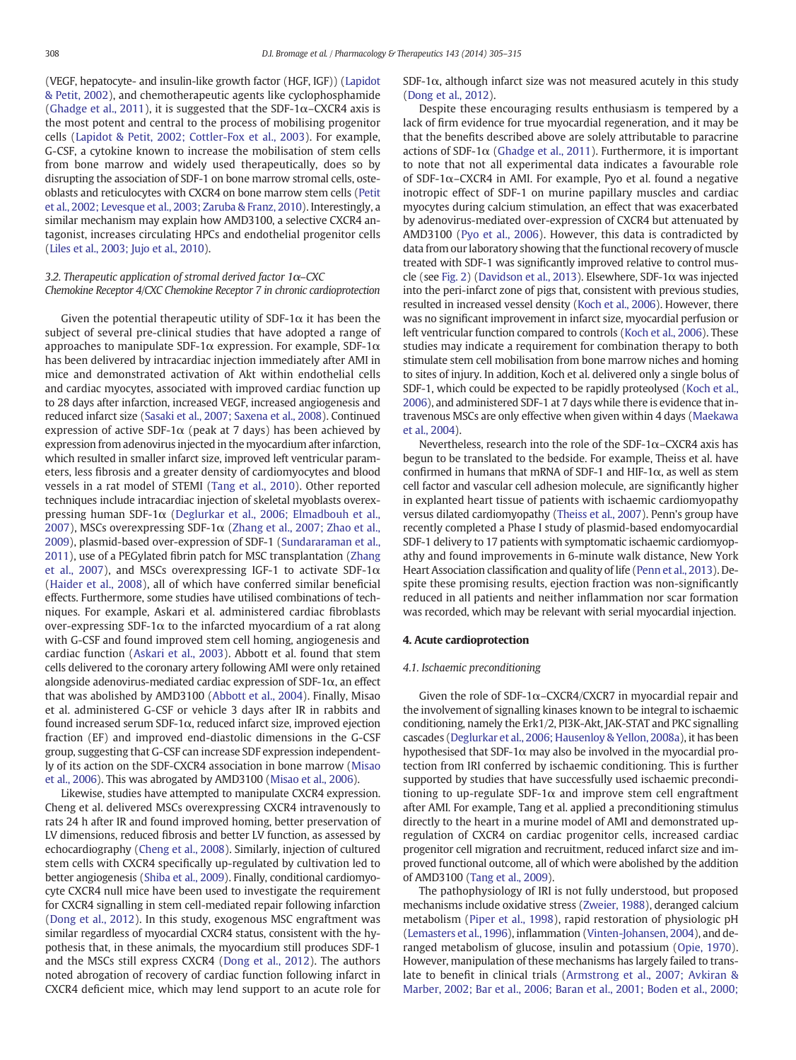(VEGF, hepatocyte- and insulin-like growth factor (HGF, IGF)) (Lapidot & Petit, 2002), and chemotherapeutic agents like cyclophosphamide (Ghadge et al., 2011), it is suggested that the SDF-1α–CXCR4 axis is the most potent and central to the process of mobilising progenitor cells (Lapidot & Petit, 2002; Cottler-Fox et al., 2003). For example, G-CSF, a cytokine known to increase the mobilisation of stem cells from bone marrow and widely used therapeutically, does so by disrupting the association of SDF-1 on bone marrow stromal cells, osteoblasts and reticulocytes with CXCR4 on bone marrow stem cells (Petit et al., 2002; Levesque et al., 2003; Zaruba & Franz, 2010). Interestingly, a similar mechanism may explain how AMD3100, a selective CXCR4 antagonist, increases circulating HPCs and endothelial progenitor cells (Liles et al., 2003; Jujo et al., 2010).

### 3.2. Therapeutic application of stromal derived factor 1α–CXC Chemokine Receptor 4/CXC Chemokine Receptor 7 in chronic cardioprotection

Given the potential therapeutic utility of SDF-1α it has been the subject of several pre-clinical studies that have adopted a range of approaches to manipulate SDF-1α expression. For example, SDF-1α has been delivered by intracardiac injection immediately after AMI in mice and demonstrated activation of Akt within endothelial cells and cardiac myocytes, associated with improved cardiac function up to 28 days after infarction, increased VEGF, increased angiogenesis and reduced infarct size (Sasaki et al., 2007; Saxena et al., 2008). Continued expression of active SDF-1α (peak at 7 days) has been achieved by expression from adenovirus injected in the myocardium after infarction, which resulted in smaller infarct size, improved left ventricular parameters, less fibrosis and a greater density of cardiomyocytes and blood vessels in a rat model of STEMI (Tang et al., 2010). Other reported techniques include intracardiac injection of skeletal myoblasts overexpressing human SDF-1α (Deglurkar et al., 2006; Elmadbouh et al., 2007), MSCs overexpressing SDF-1α (Zhang et al., 2007; Zhao et al., 2009), plasmid-based over-expression of SDF-1 (Sundararaman et al., 2011), use of a PEGylated fibrin patch for MSC transplantation (Zhang et al., 2007), and MSCs overexpressing IGF-1 to activate SDF-1α (Haider et al., 2008), all of which have conferred similar beneficial effects. Furthermore, some studies have utilised combinations of techniques. For example, Askari et al. administered cardiac fibroblasts over-expressing SDF-1α to the infarcted myocardium of a rat along with G-CSF and found improved stem cell homing, angiogenesis and cardiac function (Askari et al., 2003). Abbott et al. found that stem cells delivered to the coronary artery following AMI were only retained alongside adenovirus-mediated cardiac expression of SDF-1α, an effect that was abolished by AMD3100 (Abbott et al., 2004). Finally, Misao et al. administered G-CSF or vehicle 3 days after IR in rabbits and found increased serum SDF-1α, reduced infarct size, improved ejection fraction (EF) and improved end-diastolic dimensions in the G-CSF group, suggesting that G-CSF can increase SDF expression independently of its action on the SDF-CXCR4 association in bone marrow (Misao et al., 2006). This was abrogated by AMD3100 (Misao et al., 2006).

Likewise, studies have attempted to manipulate CXCR4 expression. Cheng et al. delivered MSCs overexpressing CXCR4 intravenously to rats 24 h after IR and found improved homing, better preservation of LV dimensions, reduced fibrosis and better LV function, as assessed by echocardiography (Cheng et al., 2008). Similarly, injection of cultured stem cells with CXCR4 specifically up-regulated by cultivation led to better angiogenesis (Shiba et al., 2009). Finally, conditional cardiomyocyte CXCR4 null mice have been used to investigate the requirement for CXCR4 signalling in stem cell-mediated repair following infarction (Dong et al., 2012). In this study, exogenous MSC engraftment was similar regardless of myocardial CXCR4 status, consistent with the hypothesis that, in these animals, the myocardium still produces SDF-1 and the MSCs still express CXCR4 (Dong et al., 2012). The authors noted abrogation of recovery of cardiac function following infarct in CXCR4 deficient mice, which may lend support to an acute role for SDF-1α, although infarct size was not measured acutely in this study (Dong et al., 2012).

Despite these encouraging results enthusiasm is tempered by a lack of firm evidence for true myocardial regeneration, and it may be that the benefits described above are solely attributable to paracrine actions of SDF-1α (Ghadge et al., 2011). Furthermore, it is important to note that not all experimental data indicates a favourable role of SDF-1α–CXCR4 in AMI. For example, Pyo et al. found a negative inotropic effect of SDF-1 on murine papillary muscles and cardiac myocytes during calcium stimulation, an effect that was exacerbated by adenovirus-mediated over-expression of CXCR4 but attenuated by AMD3100 (Pyo et al., 2006). However, this data is contradicted by data from our laboratory showing that the functional recovery of muscle treated with SDF-1 was significantly improved relative to control muscle (see Fig. 2) (Davidson et al., 2013). Elsewhere, SDF-1α was injected into the peri-infarct zone of pigs that, consistent with previous studies, resulted in increased vessel density (Koch et al., 2006). However, there was no significant improvement in infarct size, myocardial perfusion or left ventricular function compared to controls (Koch et al., 2006). These studies may indicate a requirement for combination therapy to both stimulate stem cell mobilisation from bone marrow niches and homing to sites of injury. In addition, Koch et al. delivered only a single bolus of SDF-1, which could be expected to be rapidly proteolysed (Koch et al., 2006), and administered SDF-1 at 7 days while there is evidence that intravenous MSCs are only effective when given within 4 days (Maekawa et al., 2004).

Nevertheless, research into the role of the SDF-1α–CXCR4 axis has begun to be translated to the bedside. For example, Theiss et al. have confirmed in humans that mRNA of SDF-1 and HIF-1α, as well as stem cell factor and vascular cell adhesion molecule, are significantly higher in explanted heart tissue of patients with ischaemic cardiomyopathy versus dilated cardiomyopathy (Theiss et al., 2007). Penn's group have recently completed a Phase I study of plasmid-based endomyocardial SDF-1 delivery to 17 patients with symptomatic ischaemic cardiomyopathy and found improvements in 6-minute walk distance, New York Heart Association classification and quality of life (Penn et al., 2013). Despite these promising results, ejection fraction was non-significantly reduced in all patients and neither inflammation nor scar formation was recorded, which may be relevant with serial myocardial injection.

## 4. Acute cardioprotection

### 4.1. Ischaemic preconditioning

Given the role of SDF-1α–CXCR4/CXCR7 in myocardial repair and the involvement of signalling kinases known to be integral to ischaemic conditioning, namely the Erk1/2, PI3K-Akt, JAK-STAT and PKC signalling cascades (Deglurkar et al., 2006; Hausenloy & Yellon, 2008a), it has been hypothesised that SDF-1α may also be involved in the myocardial protection from IRI conferred by ischaemic conditioning. This is further supported by studies that have successfully used ischaemic preconditioning to up-regulate SDF-1α and improve stem cell engraftment after AMI. For example, Tang et al. applied a preconditioning stimulus directly to the heart in a murine model of AMI and demonstrated up-regulation of CXCR4 on cardiac progenitor cells, increased cardiac progenitor cell migration and recruitment, reduced infarct size and improved functional outcome, all of which were abolished by the addition of AMD3100 (Tang et al., 2009).

The pathophysiology of IRI is not fully understood, but proposed mechanisms include oxidative stress (Zweier, 1988), deranged calcium metabolism (Piper et al., 1998), rapid restoration of physiologic pH (Lemasters et al., 1996), inflammation (Vinten-Johansen, 2004), and deranged metabolism of glucose, insulin and potassium (Opie, 1970). However, manipulation of these mechanisms has largely failed to translate to benefit in clinical trials (Armstrong et al., 2007; Avkiran & Marber, 2002; Bar et al., 2006; Baran et al., 2001; Boden et al., 2000;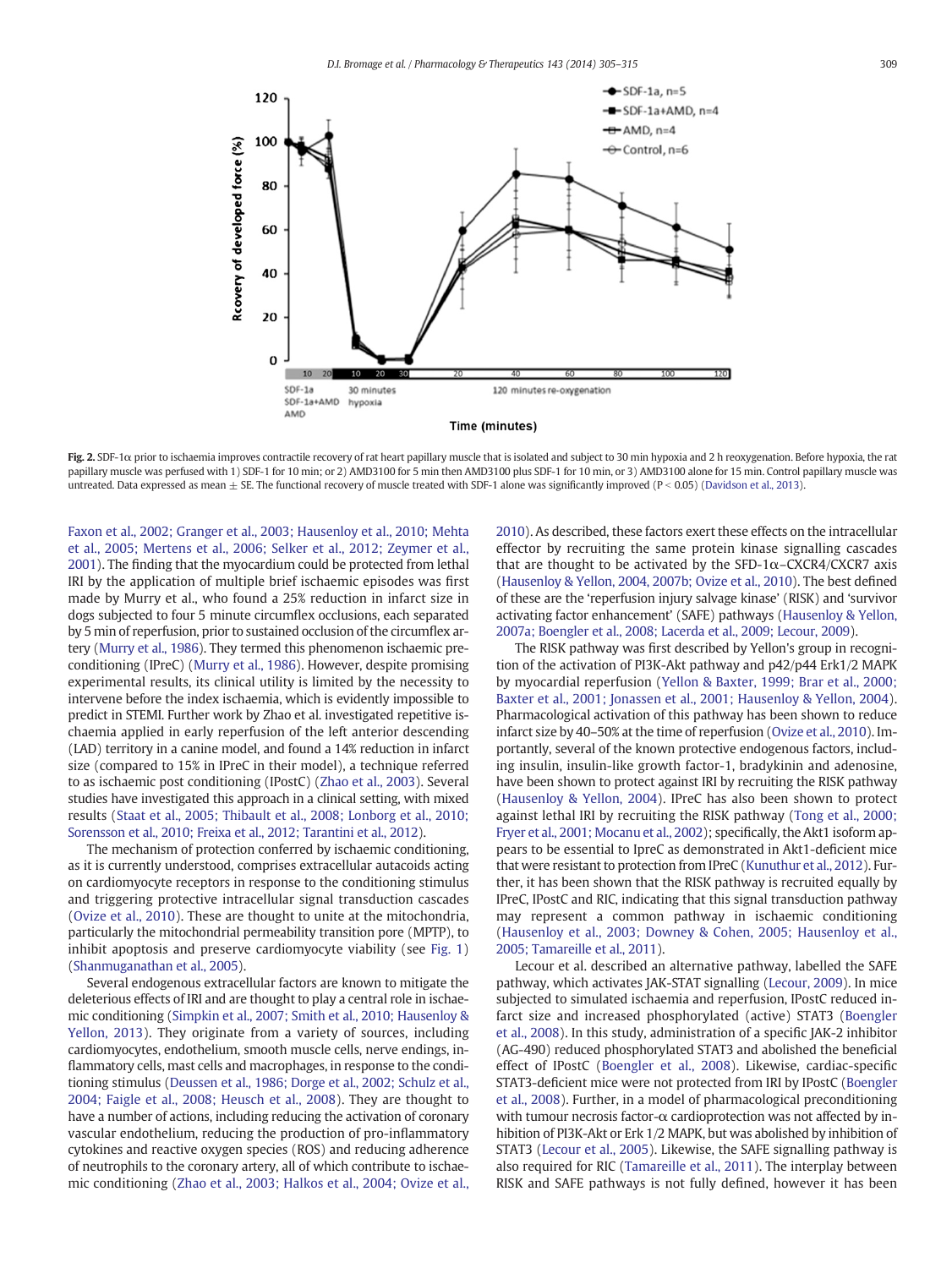**Fig. 2.** SDF-1α prior to ischaemia improves contractile recovery of rat heart papillary muscle that is isolated and subject to 30 min hypoxia and 2 h reoxygenation. Before hypoxia, the rat papillary muscle was perfused with 1) SDF-1 for 10 min; or 2) AMD3100 for 5 min then AMD3100 plus SDF-1 for 10 min, or 3) AMD3100 alone for 15 min. Control papillary muscle was untreated. Data expressed as mean ± SE. The functional recovery of muscle treated with SDF-1 alone was significantly improved ($P < 0.05$) (Davidson et al., 2013).

Faxon et al., 2002; Granger et al., 2003; Hausenloy et al., 2010; Mehta et al., 2005; Mertens et al., 2006; Selker et al., 2012; Zeymer et al., 2001). The finding that the myocardium could be protected from lethal IRI by the application of multiple brief ischaemic episodes was first made by Murry et al., who found a 25% reduction in infarct size in dogs subjected to four 5 minute circumflex occlusions, each separated by 5 min of reperfusion, prior to sustained occlusion of the circumflex artery (Murry et al., 1986). They termed this phenomenon ischaemic preconditioning (IPreC) (Murry et al., 1986). However, despite promising experimental results, its clinical utility is limited by the necessity to intervene before the index ischaemia, which is evidently impossible to predict in STEMI. Further work by Zhao et al. investigated repetitive ischaemia applied in early reperfusion of the left anterior descending (LAD) territory in a canine model, and found a 14% reduction in infarct size (compared to 15% in IPreC in their model), a technique referred to as ischaemic post conditioning (IPostC) (Zhao et al., 2003). Several studies have investigated this approach in a clinical setting, with mixed results (Staat et al., 2005; Thibault et al., 2008; Lonborg et al., 2010; Sorensson et al., 2010; Freixa et al., 2012; Tarantini et al., 2012).

The mechanism of protection conferred by ischaemic conditioning, as it is currently understood, comprises extracellular autacoids acting on cardiomyocyte receptors in response to the conditioning stimulus and triggering protective intracellular signal transduction cascades (Ovize et al., 2010). These are thought to unite at the mitochondria, particularly the mitochondrial permeability transition pore (MPTP), to inhibit apoptosis and preserve cardiomyocyte viability (see Fig. 1) (Shanmuganathan et al., 2005).

Several endogenous extracellular factors are known to mitigate the deleterious effects of IRI and are thought to play a central role in ischaemic conditioning (Simpkin et al., 2007; Smith et al., 2010; Hausenloy & Yellon, 2013). They originate from a variety of sources, including cardiomyocytes, endothelium, smooth muscle cells, nerve endings, inflammatory cells, mast cells and macrophages, in response to the conditioning stimulus (Deussen et al., 1986; Dorge et al., 2002; Schulz et al., 2004; Faigle et al., 2008; Heusch et al., 2008). They are thought to have a number of actions, including reducing the activation of coronary vascular endothelium, reducing the production of pro-inflammatory cytokines and reactive oxygen species (ROS) and reducing adherence of neutrophils to the coronary artery, all of which contribute to ischaemic conditioning (Zhao et al., 2003; Halkos et al., 2004; Ovize et al., 2010). As described, these factors exert these effects on the intracellular effector by recruiting the same protein kinase signalling cascades that are thought to be activated by the SFD-1α–CXCR4/CXCR7 axis (Hausenloy & Yellon, 2004, 2007b; Ovize et al., 2010). The best defined of these are the 'reperfusion injury salvage kinase' (RISK) and 'survivor activating factor enhancement' (SAFE) pathways (Hausenloy & Yellon, 2007a; Boengler et al., 2008; Lacerda et al., 2009; Lecour, 2009).

The RISK pathway was first described by Yellon's group in recognition of the activation of PI3K-Akt pathway and p42/p44 Erk1/2 MAPK by myocardial reperfusion (Yellon & Baxter, 1999; Brar et al., 2000; Baxter et al., 2001; Jonassen et al., 2001; Hausenloy & Yellon, 2004). Pharmacological activation of this pathway has been shown to reduce infarct size by 40–50% at the time of reperfusion (Ovize et al., 2010). Importantly, several of the known protective endogenous factors, including insulin, insulin-like growth factor-1, bradykinin and adenosine, have been shown to protect against IRI by recruiting the RISK pathway (Hausenloy & Yellon, 2004). IPreC has also been shown to protect against lethal IRI by recruiting the RISK pathway (Tong et al., 2000; Fryer et al., 2001; Mocanu et al., 2002); specifically, the Akt1 isoform appears to be essential to IpreC as demonstrated in Akt1-deficient mice that were resistant to protection from IPreC (Kunuthur et al., 2012). Further, it has been shown that the RISK pathway is recruited equally by IPreC, IPostC and RIC, indicating that this signal transduction pathway may represent a common pathway in ischaemic conditioning (Hausenloy et al., 2003; Downey & Cohen, 2005; Hausenloy et al., 2005; Tamareille et al., 2011).

Lecour et al. described an alternative pathway, labelled the SAFE pathway, which activates JAK-STAT signalling (Lecour, 2009). In mice subjected to simulated ischaemia and reperfusion, IPostC reduced infarct size and increased phosphorylated (active) STAT3 (Boengler et al., 2008). In this study, administration of a specific JAK-2 inhibitor (AG-490) reduced phosphorylated STAT3 and abolished the beneficial effect of IPostC (Boengler et al., 2008). Likewise, cardiac-specific STAT3-deficient mice were not protected from IRI by IPostC (Boengler et al., 2008). Further, in a model of pharmacological preconditioning with tumour necrosis factor-α cardioprotection was not affected by inhibition of PI3K-Akt or Erk 1/2 MAPK, but was abolished by inhibition of STAT3 (Lecour et al., 2005). Likewise, the SAFE signalling pathway is also required for RIC (Tamareille et al., 2011). The interplay between RISK and SAFE pathways is not fully defined, however it has been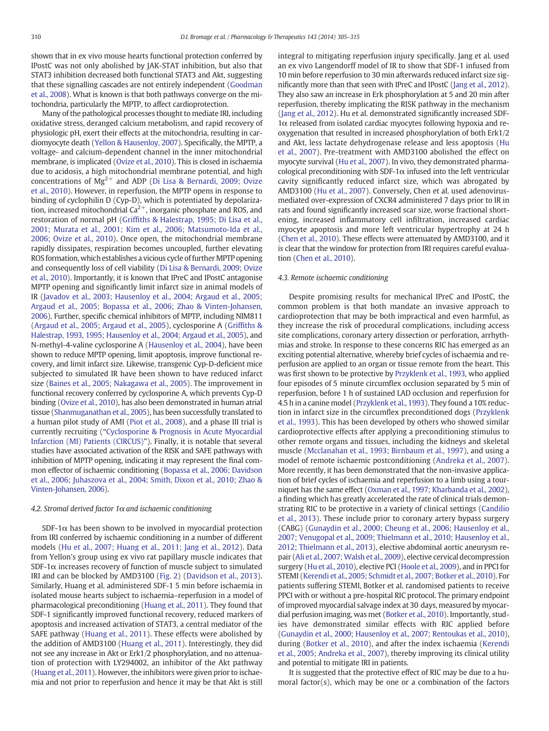shown that in ex vivo mouse hearts functional protection conferred by IPostC was not only abolished by JAK-STAT inhibition, but also that STAT3 inhibition decreased both functional STAT3 and Akt, suggesting that these signalling cascades are not entirely independent (Goodman et al., 2008). What is known is that both pathways converge on the mitochondria, particularly the MPTP, to affect cardioprotection.

Many of the pathological processes thought to mediate IRI, including oxidative stress, deranged calcium metabolism, and rapid recovery of physiologic pH, exert their effects at the mitochondria, resulting in cardiomyocyte death (Yellon & Hausenloy, 2007). Specifically, the MPTP, a voltage- and calcium-dependent channel in the inner mitochondrial membrane, is implicated (Ovize et al., 2010). This is closed in ischaemia due to acidosis, a high mitochondrial membrane potential, and high concentrations of $Mg^{2+}$ and ADP (Di Lisa & Bernardi, 2009; Ovize et al., 2010). However, in reperfusion, the MPTP opens in response to binding of cyclophilin D (Cyp-D), which is potentiated by depolarization, increased mitochondrial $Ca^{2+}$, inorganic phosphate and ROS, and restoration of normal pH (Griffiths & Halestrap, 1995; Di Lisa et al., 2001; Murata et al., 2001; Kim et al., 2006; Matsumoto-Ida et al., 2006; Ovize et al., 2010). Once open, the mitochondrial membrane rapidly dissipates, respiration becomes uncoupled, further elevating ROS formation, which establishes a vicious cycle of further MPTP opening and consequently loss of cell viability (Di Lisa & Bernardi, 2009; Ovize et al., 2010). Importantly, it is known that IPreC and IPostC antagonise MPTP opening and significantly limit infarct size in animal models of IR (Javadov et al., 2003; Hausenloy et al., 2004; Argaud et al., 2005; Argaud et al., 2005; Bopassa et al., 2006; Zhao & Vinten-Johansen, 2006). Further, specific chemical inhibitors of MPTP, including NIM811 (Argaud et al., 2005; Argaud et al., 2005), cyclosporine A (Griffiths & Halestrap, 1993, 1995; Hausenloy et al., 2004; Argaud et al., 2005), and N-methyl-4-valine cyclosporine A (Hausenloy et al., 2004), have been shown to reduce MPTP opening, limit apoptosis, improve functional recovery, and limit infarct size. Likewise, transgenic Cyp-D-deficient mice subjected to simulated IR have been shown to have reduced infarct size (Baines et al., 2005; Nakagawa et al., 2005). The improvement in functional recovery conferred by cyclosporine A, which prevents Cyp-D binding (Ovize et al., 2010), has also been demonstrated in human atrial tissue (Shanmuganathan et al., 2005), has been successfully translated to a human pilot study of AMI (Piot et al., 2008), and a phase III trial is currently recruiting ("Cyclosporine & Prognosis in Acute Myocardial Infarction (MI) Patients (CIRCUS)"). Finally, it is notable that several studies have associated activation of the RISK and SAFE pathways with inhibition of MPTP opening, indicating it may represent the final common effector of ischaemic conditioning (Bopassa et al., 2006; Davidson et al., 2006; Juhaszova et al., 2004; Smith, Dixon et al., 2010; Zhao & Vinten-Johansen, 2006).

### 4.2. Stromal derived factor 1α and ischaemic conditioning

SDF-1α has been shown to be involved in myocardial protection from IRI conferred by ischaemic conditioning in a number of different models (Hu et al., 2007; Huang et al., 2011; Jang et al., 2012). Data from Yellon's group using ex vivo rat papillary muscle indicates that SDF-1α increases recovery of function of muscle subject to simulated IRI and can be blocked by AMD3100 (Fig. 2) (Davidson et al., 2013). Similarly, Huang et al. administered SDF-1 5 min before ischaemia in isolated mouse hearts subject to ischaemia–reperfusion in a model of pharmacological preconditioning (Huang et al., 2011). They found that SDF-1 significantly improved functional recovery, reduced markers of apoptosis and increased activation of STAT3, a central mediator of the SAFE pathway (Huang et al., 2011). These effects were abolished by the addition of AMD3100 (Huang et al., 2011). Interestingly, they did not see any increase in Akt or Erk1/2 phosphorylation, and no attenuation of protection with LY294002, an inhibitor of the Akt pathway (Huang et al., 2011). However, the inhibitors were given prior to ischaemia and not prior to reperfusion and hence it may be that Akt is still integral to mitigating reperfusion injury specifically. Jang et al. used an ex vivo Langendorff model of IR to show that SDF-1 infused from 10 min before reperfusion to 30 min afterwards reduced infarct size significantly more than that seen with IPreC and IPostC (Jang et al., 2012). They also saw an increase in Erk phosphorylation at 5 and 20 min after reperfusion, thereby implicating the RISK pathway in the mechanism (Jang et al., 2012). Hu et al. demonstrated significantly increased SDF-1α released from isolated cardiac myocytes following hypoxia and reoxygenation that resulted in increased phosphorylation of both Erk1/2 and Akt, less lactate dehydrogenase release and less apoptosis (Hu et al., 2007). Pre-treatment with AMD3100 abolished the effect on myocyte survival (Hu et al., 2007). In vivo, they demonstrated pharmacological preconditioning with SDF-1α infused into the left ventricular cavity significantly reduced infarct size, which was abrogated by AMD3100 (Hu et al., 2007). Conversely, Chen et al. used adenovirus-mediated over-expression of CXCR4 administered 7 days prior to IR in rats and found significantly increased scar size, worse fractional shortening, increased inflammatory cell infiltration, increased cardiac myocyte apoptosis and more left ventricular hypertrophy at 24 h (Chen et al., 2010). These effects were attenuated by AMD3100, and it is clear that the window for protection from IRI requires careful evaluation (Chen et al., 2010).

### 4.3. Remote ischaemic conditioning

Despite promising results for mechanical IPreC and IPostC, the common problem is that both mandate an invasive approach to cardioprotection that may be both impractical and even harmful, as they increase the risk of procedural complications, including access site complications, coronary artery dissection or perforation, arrhythmias and stroke. In response to these concerns RIC has emerged as an exciting potential alternative, whereby brief cycles of ischaemia and reperfusion are applied to an organ or tissue remote from the heart. This was first shown to be protective by Przyklenk et al., 1993, who applied four episodes of 5 minute circumflex occlusion separated by 5 min of reperfusion, before 1 h of sustained LAD occlusion and reperfusion for 4.5 h in a canine model (Przyklenk et al., 1993). They found a 10% reduction in infarct size in the circumflex preconditioned dogs (Przyklenk et al., 1993). This has been developed by others who showed similar cardioprotective effects after applying a preconditioning stimulus to other remote organs and tissues, including the kidneys and skeletal muscle (Mcclanahan et al., 1993; Birnbaum et al., 1997), and using a model of remote ischaemic postconditioning (Andreka et al., 2007). More recently, it has been demonstrated that the non-invasive application of brief cycles of ischaemia and reperfusion to a limb using a tourniquet has the same effect (Oxman et al., 1997; Kharbanda et al., 2002), a finding which has greatly accelerated the rate of clinical trials demonstrating RIC to be protective in a variety of clinical settings (Candilio et al., 2013). These include prior to coronary artery bypass surgery (CABG) (Gunaydin et al., 2000; Cheung et al., 2006; Hausenloy et al., 2007; Venugopal et al., 2009; Thielmann et al., 2010; Hausenloy et al., 2012; Thielmann et al., 2013), elective abdominal aortic aneurysm repair (Ali et al., 2007; Walsh et al., 2009), elective cervical decompression surgery (Hu et al., 2010), elective PCI (Hoole et al., 2009), and in PPCI for STEMI (Kerendi et al., 2005; Schmidt et al., 2007; Botker et al., 2010). For patients suffering STEMI, Botker et al. randomised patients to receive PPCI with or without a pre-hospital RIC protocol. The primary endpoint of improved myocardial salvage index at 30 days, measured by myocardial perfusion imaging, was met (Botker et al., 2010). Importantly, studies have demonstrated similar effects with RIC applied before (Gunaydin et al., 2000; Hausenloy et al., 2007; Rentoukas et al., 2010), during (Botker et al., 2010), and after the index ischaemia (Kerendi et al., 2005; Andreka et al., 2007), thereby improving its clinical utility and potential to mitigate IRI in patients.

It is suggested that the protective effect of RIC may be due to a humoral factor(s), which may be one or a combination of the factors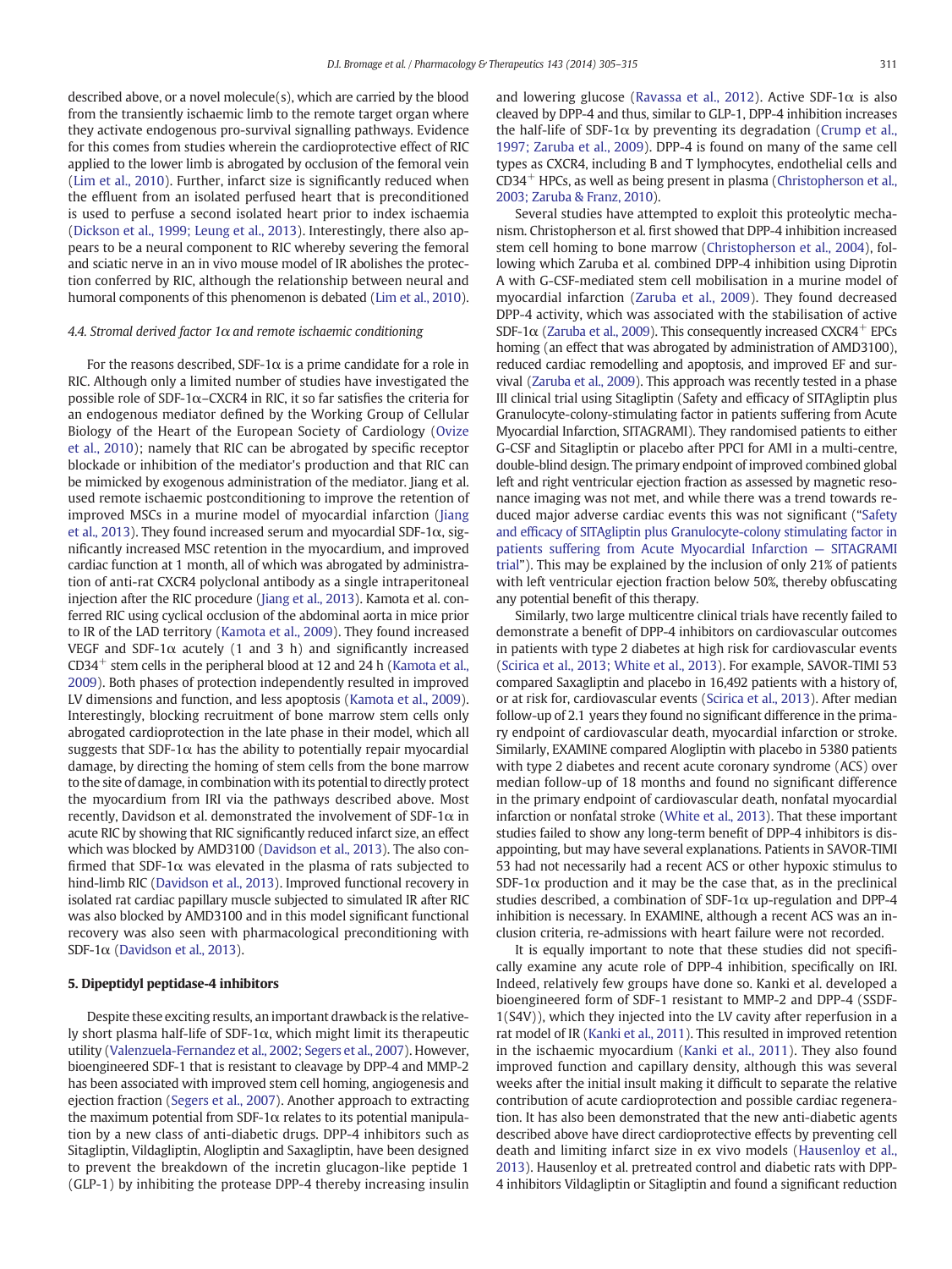described above, or a novel molecule(s), which are carried by the blood from the transiently ischaemic limb to the remote target organ where they activate endogenous pro-survival signalling pathways. Evidence for this comes from studies wherein the cardioprotective effect of RIC applied to the lower limb is abrogated by occlusion of the femoral vein (Lim et al., 2010). Further, infarct size is significantly reduced when the effluent from an isolated perfused heart that is preconditioned is used to perfuse a second isolated heart prior to index ischaemia (Dickson et al., 1999; Leung et al., 2013). Interestingly, there also appears to be a neural component to RIC whereby severing the femoral and sciatic nerve in an in vivo mouse model of IR abolishes the protection conferred by RIC, although the relationship between neural and humoral components of this phenomenon is debated (Lim et al., 2010).

### 4.4. Stromal derived factor 1α and remote ischaemic conditioning

For the reasons described, SDF-1α is a prime candidate for a role in RIC. Although only a limited number of studies have investigated the possible role of SDF-1α–CXCR4 in RIC, it so far satisfies the criteria for an endogenous mediator defined by the Working Group of Cellular Biology of the Heart of the European Society of Cardiology (Ovize et al., 2010); namely that RIC can be abrogated by specific receptor blockade or inhibition of the mediator's production and that RIC can be mimicked by exogenous administration of the mediator. Jiang et al. used remote ischaemic postconditioning to improve the retention of improved MSCs in a murine model of myocardial infarction (Jiang et al., 2013). They found increased serum and myocardial SDF-1α, significantly increased MSC retention in the myocardium, and improved cardiac function at 1 month, all of which was abrogated by administration of anti-rat CXCR4 polyclonal antibody as a single intraperitoneal injection after the RIC procedure (Jiang et al., 2013). Kamota et al. conferred RIC using cyclical occlusion of the abdominal aorta in mice prior to IR of the LAD territory (Kamota et al., 2009). They found increased VEGF and SDF-1α acutely (1 and 3 h) and significantly increased $CD34^{+}$ stem cells in the peripheral blood at 12 and 24 h (Kamota et al., 2009). Both phases of protection independently resulted in improved LV dimensions and function, and less apoptosis (Kamota et al., 2009). Interestingly, blocking recruitment of bone marrow stem cells only abrogated cardioprotection in the late phase in their model, which all suggests that SDF-1α has the ability to potentially repair myocardial damage, by directing the homing of stem cells from the bone marrow to the site of damage, in combination with its potential to directly protect the myocardium from IRI via the pathways described above. Most recently, Davidson et al. demonstrated the involvement of SDF-1α in acute RIC by showing that RIC significantly reduced infarct size, an effect which was blocked by AMD3100 (Davidson et al., 2013). The also confirmed that SDF-1α was elevated in the plasma of rats subjected to hind-limb RIC (Davidson et al., 2013). Improved functional recovery in isolated rat cardiac papillary muscle subjected to simulated IR after RIC was also blocked by AMD3100 and in this model significant functional recovery was also seen with pharmacological preconditioning with SDF-1α (Davidson et al., 2013).

## 5. Dipeptidyl peptidase-4 inhibitors

Despite these exciting results, an important drawback is the relatively short plasma half-life of SDF-1α, which might limit its therapeutic utility (Valenzuela-Fernandez et al., 2002; Segers et al., 2007). However, bioengineered SDF-1 that is resistant to cleavage by DPP-4 and MMP-2 has been associated with improved stem cell homing, angiogenesis and ejection fraction (Segers et al., 2007). Another approach to extracting the maximum potential from SDF-1α relates to its potential manipulation by a new class of anti-diabetic drugs. DPP-4 inhibitors such as Sitagliptin, Vildagliptin, Alogliptin and Saxagliptin, have been designed to prevent the breakdown of the incretin glucagon-like peptide 1 (GLP-1) by inhibiting the protease DPP-4 thereby increasing insulin and lowering glucose (Ravassa et al., 2012). Active SDF-1α is also cleaved by DPP-4 and thus, similar to GLP-1, DPP-4 inhibition increases the half-life of SDF-1α by preventing its degradation (Crump et al., 1997; Zaruba et al., 2009). DPP-4 is found on many of the same cell types as CXCR4, including B and T lymphocytes, endothelial cells and $CD34^{+}$ HPCs, as well as being present in plasma (Christopherson et al., 2003; Zaruba & Franz, 2010).

Several studies have attempted to exploit this proteolytic mechanism. Christopherson et al. first showed that DPP-4 inhibition increased stem cell homing to bone marrow (Christopherson et al., 2004), following which Zaruba et al. combined DPP-4 inhibition using Diprotin A with G-CSF-mediated stem cell mobilisation in a murine model of myocardial infarction (Zaruba et al., 2009). They found decreased DPP-4 activity, which was associated with the stabilisation of active SDF-1α (Zaruba et al., 2009). This consequently increased $CXCR4^{+}$ EPCs homing (an effect that was abrogated by administration of AMD3100), reduced cardiac remodelling and apoptosis, and improved EF and survival (Zaruba et al., 2009). This approach was recently tested in a phase III clinical trial using Sitagliptin (Safety and efficacy of SITAgliptin plus Granulocyte-colony-stimulating factor in patients suffering from Acute Myocardial Infarction, SITAGRAMI). They randomised patients to either G-CSF and Sitagliptin or placebo after PPCI for AMI in a multi-centre, double-blind design. The primary endpoint of improved combined global left and right ventricular ejection fraction as assessed by magnetic resonance imaging was not met, and while there was a trend towards reduced major adverse cardiac events this was not significant ("Safety and efficacy of SITAgliptin plus Granulocyte-colony stimulating factor in patients suffering from Acute Myocardial Infarction — SITAGRAMI trial"). This may be explained by the inclusion of only 21% of patients with left ventricular ejection fraction below 50%, thereby obfuscating any potential benefit of this therapy.

Similarly, two large multicentre clinical trials have recently failed to demonstrate a benefit of DPP-4 inhibitors on cardiovascular outcomes in patients with type 2 diabetes at high risk for cardiovascular events (Scirica et al., 2013; White et al., 2013). For example, SAVOR-TIMI 53 compared Saxagliptin and placebo in 16,492 patients with a history of, or at risk for, cardiovascular events (Scirica et al., 2013). After median follow-up of 2.1 years they found no significant difference in the primary endpoint of cardiovascular death, myocardial infarction or stroke. Similarly, EXAMINE compared Alogliptin with placebo in 5380 patients with type 2 diabetes and recent acute coronary syndrome (ACS) over median follow-up of 18 months and found no significant difference in the primary endpoint of cardiovascular death, nonfatal myocardial infarction or nonfatal stroke (White et al., 2013). That these important studies failed to show any long-term benefit of DPP-4 inhibitors is disappointing, but may have several explanations. Patients in SAVOR-TIMI 53 had not necessarily had a recent ACS or other hypoxic stimulus to SDF-1α production and it may be the case that, as in the preclinical studies described, a combination of SDF-1α up-regulation and DPP-4 inhibition is necessary. In EXAMINE, although a recent ACS was an inclusion criteria, re-admissions with heart failure were not recorded.

It is equally important to note that these studies did not specifically examine any acute role of DPP-4 inhibition, specifically on IRI. Indeed, relatively few groups have done so. Kanki et al. developed a bioengineered form of SDF-1 resistant to MMP-2 and DPP-4 (SSDF-1(S4V)), which they injected into the LV cavity after reperfusion in a rat model of IR (Kanki et al., 2011). This resulted in improved retention in the ischaemic myocardium (Kanki et al., 2011). They also found improved function and capillary density, although this was several weeks after the initial insult making it difficult to separate the relative contribution of acute cardioprotection and possible cardiac regeneration. It has also been demonstrated that the new anti-diabetic agents described above have direct cardioprotective effects by preventing cell death and limiting infarct size in ex vivo models (Hausenloy et al., 2013). Hausenloy et al. pretreated control and diabetic rats with DPP-4 inhibitors Vildagliptin or Sitagliptin and found a significant reduction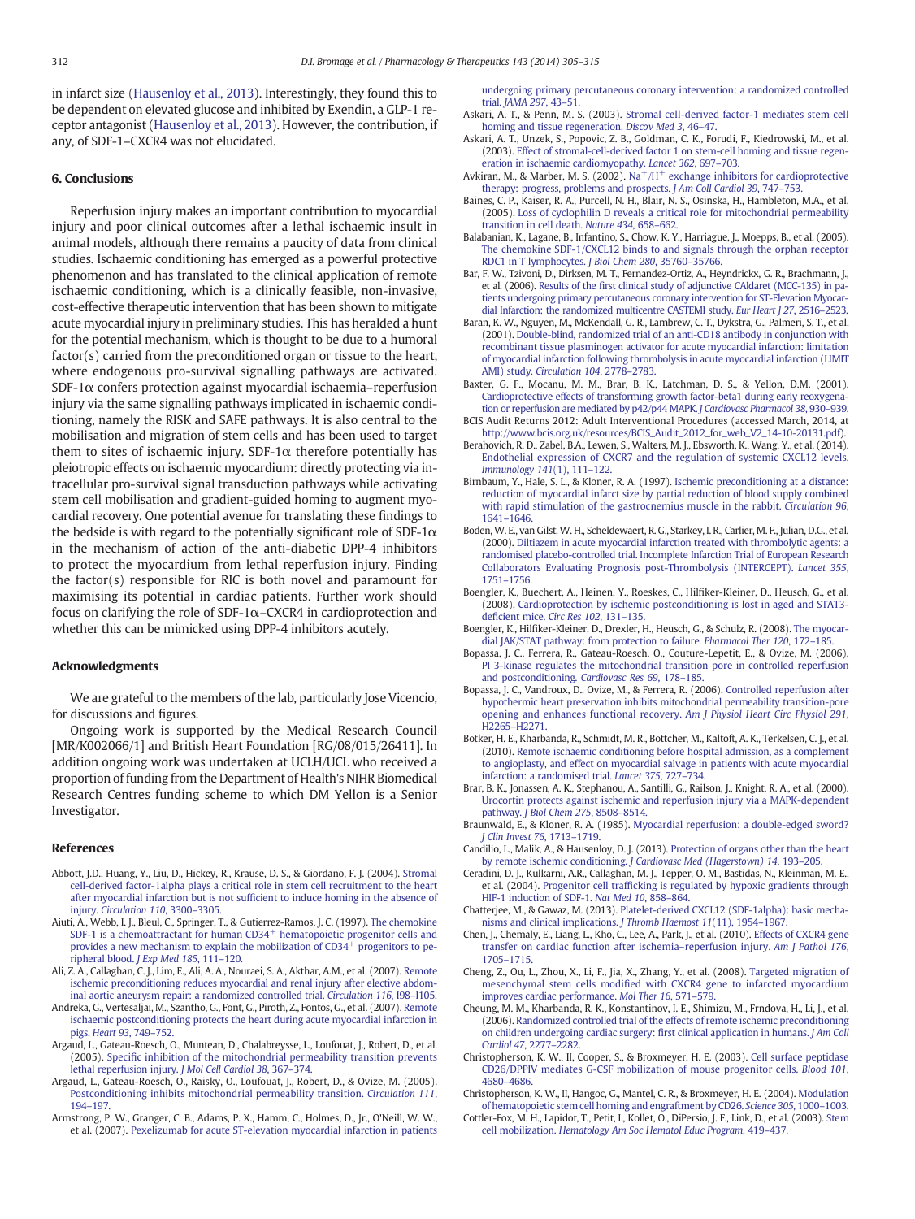in infarct size (Hausenloy et al., 2013). Interestingly, they found this to be dependent on elevated glucose and inhibited by Exendin, a GLP-1 receptor antagonist (Hausenloy et al., 2013). However, the contribution, if any, of SDF-1–CXCR4 was not elucidated.

## 6. Conclusions

Reperfusion injury makes an important contribution to myocardial injury and poor clinical outcomes after a lethal ischaemic insult in animal models, although there remains a paucity of data from clinical studies. Ischaemic conditioning has emerged as a powerful protective phenomenon and has translated to the clinical application of remote ischaemic conditioning, which is a clinically feasible, non-invasive, cost-effective therapeutic intervention that has been shown to mitigate acute myocardial injury in preliminary studies. This has heralded a hunt for the potential mechanism, which is thought to be due to a humoral factor(s) carried from the preconditioned organ or tissue to the heart, where endogenous pro-survival signalling pathways are activated. SDF-1α confers protection against myocardial ischaemia–reperfusion injury via the same signalling pathways implicated in ischaemic conditioning, namely the RISK and SAFE pathways. It is also central to the mobilisation and migration of stem cells and has been used to target them to sites of ischaemic injury. SDF-1α therefore potentially has pleiotropic effects on ischaemic myocardium: directly protecting via intracellular pro-survival signal transduction pathways while activating stem cell mobilisation and gradient-guided homing to augment myocardial recovery. One potential avenue for translating these findings to the bedside is with regard to the potentially significant role of SDF-1α in the mechanism of action of the anti-diabetic DPP-4 inhibitors to protect the myocardium from lethal reperfusion injury. Finding the factor(s) responsible for RIC is both novel and paramount for maximising its potential in cardiac patients. Further work should focus on clarifying the role of SDF-1α–CXCR4 in cardioprotection and whether this can be mimicked using DPP-4 inhibitors acutely.

## Acknowledgments

We are grateful to the members of the lab, particularly Jose Vicencio, for discussions and figures.

Ongoing work is supported by the Medical Research Council [MR/K002066/1] and British Heart Foundation [RG/08/015/26411]. In addition ongoing work was undertaken at UCLH/UCL who received a proportion of funding from the Department of Health's NIHR Biomedical Research Centres funding scheme to which DM Yellon is a Senior Investigator.

## References

Abbott, J.D., Huang, Y., Liu, D., Hickey, R., Krause, D. S., & Giordano, F. J. (2004). Stromal cell-derived factor-1alpha plays a critical role in stem cell recruitment to the heart after myocardial infarction but is not sufficient to induce homing in the absence of injury. *Circulation 110*, 3300–3305.

Aiuti, A., Webb, I. J., Bleul, C., Springer, T., & Gutierrez-Ramos, J. C. (1997). The chemokine SDF-1 is a chemoattractant for human CD34$^{+}$ hematopoietic progenitor cells and provides a new mechanism to explain the mobilization of CD34$^{+}$ progenitors to peripheral blood. *J Exp Med 185*, 111–120.

Ali, Z. A., Callaghan, C. J., Lim, E., Ali, A. A., Nouraei, S. A., Akthar, A.M., et al. (2007). Remote ischemic preconditioning reduces myocardial and renal injury after elective abdominal aortic aneurysm repair: a randomized controlled trial. *Circulation 116*, I98–I105.

Andreka, G., Vertesaljai, M., Szantho, G., Font, G., Piroth, Z., Fontos, G., et al. (2007). Remote ischaemic postconditioning protects the heart during acute myocardial infarction in pigs. *Heart 93*, 749–752.

Argaud, L., Gateau-Roesch, O., Muntean, D., Chalabreysse, L., Loufouat, J., Robert, D., et al. (2005). Specific inhibition of the mitochondrial permeability transition prevents lethal reperfusion injury. *J Mol Cell Cardiol 38*, 367–374.

Argaud, L., Gateau-Roesch, O., Raisky, O., Loufouat, J., Robert, D., & Ovize, M. (2005). Postconditioning inhibits mitochondrial permeability transition. *Circulation 111*, 194–197.

Armstrong, P. W., Granger, C. B., Adams, P. X., Hamm, C., Holmes, D., Jr., O'Neill, W. W., et al. (2007). Pexelizumab for acute ST-elevation myocardial infarction in patients undergoing primary percutaneous coronary intervention: a randomized controlled trial. *JAMA 297*, 43–51.

Askari, A. T., & Penn, M. S. (2003). Stromal cell-derived factor-1 mediates stem cell homing and tissue regeneration. *Discov Med 3*, 46–47.

Askari, A. T., Unzek, S., Popovic, Z. B., Goldman, C. K., Forudi, F., Kiedrowski, M., et al. (2003). Effect of stromal-cell-derived factor 1 on stem-cell homing and tissue regeneration in ischaemic cardiomyopathy. *Lancet 362*, 697–703.

Avkiran, M., & Marber, M. S. (2002). $Na^{+}/H^{+}$ exchange inhibitors for cardioprotective therapy: progress, problems and prospects. *J Am Coll Cardiol 39*, 747–753.

Baines, C. P., Kaiser, R. A., Purcell, N. H., Blair, N. S., Osinska, H., Hambleton, M.A., et al. (2005). Loss of cyclophilin D reveals a critical role for mitochondrial permeability transition in cell death. *Nature 434*, 658–662.

Balabanian, K., Lagane, B., Infantino, S., Chow, K. Y., Harriague, J., Moepps, B., et al. (2005). The chemokine SDF-1/CXCL12 binds to and signals through the orphan receptor RDC1 in T lymphocytes. *J Biol Chem 280*, 35760–35766.

Bar, F. W., Tzivoni, D., Dirksen, M. T., Fernandez-Ortiz, A., Heyndrickx, G. R., Brachmann, J., et al. (2006). Results of the first clinical study of adjunctive CAldaret (MCC-135) in patients undergoing primary percutaneous coronary intervention for ST-Elevation Myocardial Infarction: the randomized multicentre CASTEMI study. *Eur Heart J 27*, 2516–2523.

Baran, K. W., Nguyen, M., McKendall, G. R., Lambrew, C. T., Dykstra, G., Palmeri, S. T., et al. (2001). Double-blind, randomized trial of an anti-CD18 antibody in conjunction with recombinant tissue plasminogen activator for acute myocardial infarction: limitation of myocardial infarction following thrombolysis in acute myocardial infarction (LIMIT AMI) study. *Circulation 104*, 2778–2783.

Baxter, G. F., Mocanu, M. M., Brar, B. K., Latchman, D. S., & Yellon, D.M. (2001). Cardioprotective effects of transforming growth factor-beta1 during early reoxygenation or reperfusion are mediated by p42/p44 MAPK. *J Cardiovasc Pharmacol 38*, 930–939.

BCIS Audit Returns 2012: Adult Interventional Procedures (accessed March, 2014, at http://www.bcis.org.uk/resources/BCIS_Audit_2012_for_web_V2_14-10-20131.pdf).

Berahovich, R. D., Zabel, B.A., Lewen, S., Walters, M. J., Ebsworth, K., Wang, Y., et al. (2014). Endothelial expression of CXCR7 and the regulation of systemic CXCL12 levels. *Immunology 141*(1), 111–122.

Birnbaum, Y., Hale, S. L., & Kloner, R. A. (1997). Ischemic preconditioning at a distance: reduction of myocardial infarct size by partial reduction of blood supply combined with rapid stimulation of the gastrocnemius muscle in the rabbit. *Circulation 96*, 1641–1646.

Boden, W. E., van Gilst, W. H., Scheldewaert, R. G., Starkey, I. R., Carlier, M. F., Julian, D.G., et al. (2000). Diltiazem in acute myocardial infarction treated with thrombolytic agents: a randomised placebo-controlled trial. Incomplete Infarction Trial of European Research Collaborators Evaluating Prognosis post-Thrombolysis (INTERCEPT). *Lancet 355*, 1751–1756.

Boengler, K., Buechert, A., Heinen, Y., Roeskes, C., Hilfiker-Kleiner, D., Heusch, G., et al. (2008). Cardioprotection by ischemic postconditioning is lost in aged and STAT3-deficient mice. *Circ Res 102*, 131–135.

Boengler, K., Hilfiker-Kleiner, D., Drexler, H., Heusch, G., & Schulz, R. (2008). The myocardial JAK/STAT pathway: from protection to failure. *Pharmacol Ther 120*, 172–185.

Bopassa, J. C., Ferrera, R., Gateau-Roesch, O., Couture-Lepetit, E., & Ovize, M. (2006). PI 3-kinase regulates the mitochondrial transition pore in controlled reperfusion and postconditioning. *Cardiovasc Res 69*, 178–185.

Bopassa, J. C., Vandroux, D., Ovize, M., & Ferrera, R. (2006). Controlled reperfusion after hypothermic heart preservation inhibits mitochondrial permeability transition-pore opening and enhances functional recovery. *Am J Physiol Heart Circ Physiol 291*, H2265–H2271.

Botker, H. E., Kharbanda, R., Schmidt, M. R., Bottcher, M., Kaltoft, A. K., Terkelsen, C. J., et al. (2010). Remote ischaemic conditioning before hospital admission, as a complement to angioplasty, and effect on myocardial salvage in patients with acute myocardial infarction: a randomised trial. *Lancet 375*, 727–734.

Brar, B. K., Jonassen, A. K., Stephanou, A., Santilli, G., Railson, J., Knight, R. A., et al. (2000). Urocortin protects against ischemic and reperfusion injury via a MAPK-dependent pathway. *J Biol Chem 275*, 8508–8514.

Braunwald, E., & Kloner, R. A. (1985). Myocardial reperfusion: a double-edged sword? *J Clin Invest 76*, 1713–1719.

Candilio, L., Malik, A., & Hausenloy, D. J. (2013). Protection of organs other than the heart by remote ischemic conditioning. *J Cardiovasc Med (Hagerstown) 14*, 193–205.

Ceradini, D. J., Kulkarni, A.R., Callaghan, M. J., Tepper, O. M., Bastidas, N., Kleinman, M. E., et al. (2004). Progenitor cell trafficking is regulated by hypoxic gradients through HIF-1 induction of SDF-1. *Nat Med 10*, 858–864.

Chatterjee, M., & Gawaz, M. (2013). Platelet-derived CXCL12 (SDF-1alpha): basic mechanisms and clinical implications. *J Thromb Haemost 11*(11), 1954–1967.

Chen, J., Chemaly, E., Liang, L., Kho, C., Lee, A., Park, J., et al. (2010). Effects of CXCR4 gene transfer on cardiac function after ischemia–reperfusion injury. *Am J Pathol 176*, 1705–1715.

Cheng, Z., Ou, L., Zhou, X., Li, F., Jia, X., Zhang, Y., et al. (2008). Targeted migration of mesenchymal stem cells modified with CXCR4 gene to infarcted myocardium improves cardiac performance. *Mol Ther 16*, 571–579.

Cheung, M. M., Kharbanda, R. K., Konstantinov, I. E., Shimizu, M., Frndova, H., Li, J., et al. (2006). Randomized controlled trial of the effects of remote ischemic preconditioning on children undergoing cardiac surgery: first clinical application in humans. *J Am Coll Cardiol 47*, 2277–2282.

Christopherson, K. W., II, Cooper, S., & Broxmeyer, H. E. (2003). Cell surface peptidase CD26/DPPIV mediates G-CSF mobilization of mouse progenitor cells. *Blood 101*, 4680–4686.

Christopherson, K. W., II, Hangoc, G., Mantel, C. R., & Broxmeyer, H. E. (2004). Modulation of hematopoietic stem cell homing and engraftment by CD26. *Science 305*, 1000–1003.

Cottler-Fox, M. H., Lapidot, T., Petit, I., Kollet, O., DiPersio, J. F., Link, D., et al. (2003). Stem cell mobilization. *Hematology Am Soc Hematol Educ Program*, 419–437.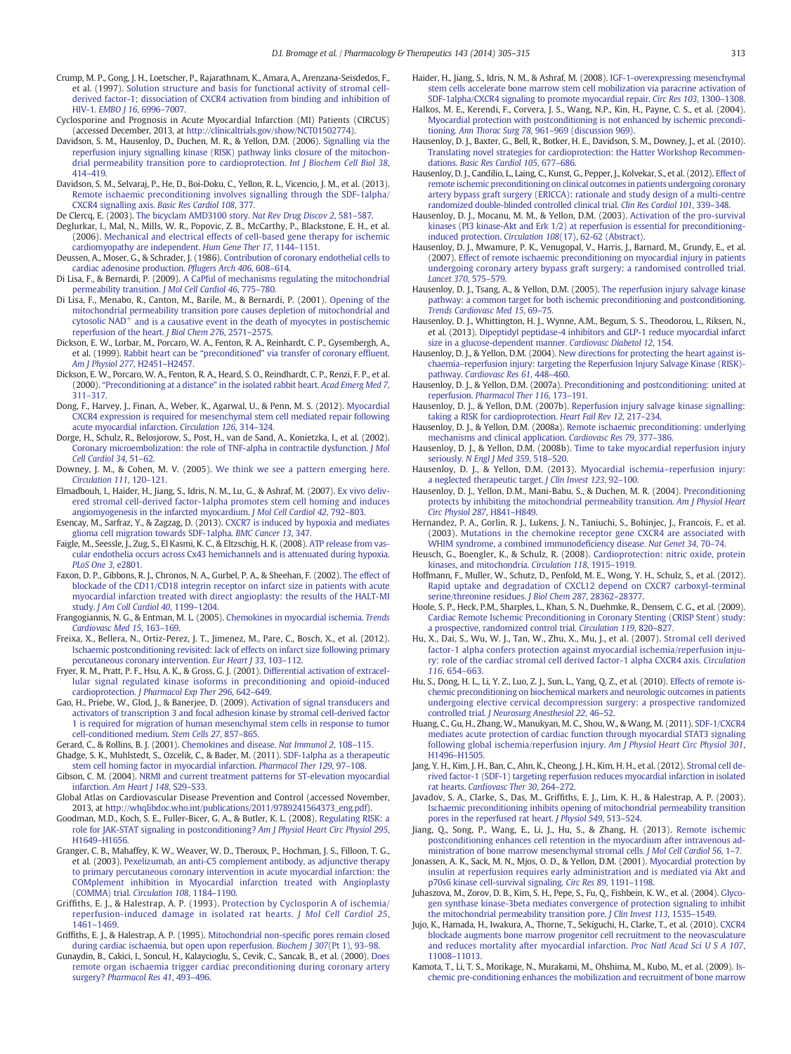Crump, M. P., Gong, J. H., Loetscher, P., Rajarathnam, K., Amara, A., Arenzana-Seisdedos, F., et al. (1997). Solution structure and basis for functional activity of stromal cell-derived factor-1; dissociation of CXCR4 activation from binding and inhibition of HIV-1. *EMBO J 16*, 6996–7007.

Cyclosporine and Prognosis in Acute Myocardial Infarction (MI) Patients (CIRCUS) (accessed December, 2013, at http://clinicaltrials.gov/show/NCT01502774).

Davidson, S. M., Hausenloy, D., Duchen, M. R., & Yellon, D.M. (2006). Signalling via the reperfusion injury signalling kinase (RISK) pathway links closure of the mitochondrial permeability transition pore to cardioprotection. *Int J Biochem Cell Biol 38*, 414–419.

Davidson, S. M., Selvaraj, P., He, D., Boi-Doku, C., Yellon, R. L., Vicencio, J. M., et al. (2013). Remote ischaemic preconditioning involves signalling through the SDF-1alpha/CXCR4 signalling axis. *Basic Res Cardiol 108*, 377.

De Clercq, E. (2003). The bicyclam AMD3100 story. *Nat Rev Drug Discov 2*, 581–587.

Deglurkar, I., Mal, N., Mills, W. R., Popovic, Z. B., McCarthy, P., Blackstone, E. H., et al. (2006). Mechanical and electrical effects of cell-based gene therapy for ischemic cardiomyopathy are independent. *Hum Gene Ther 17*, 1144–1151.

Deussen, A., Moser, G., & Schrader, J. (1986). Contribution of coronary endothelial cells to cardiac adenosine production. *Pflugers Arch 406*, 608–614.

Di Lisa, F., & Bernardi, P. (2009). A CaPful of mechanisms regulating the mitochondrial permeability transition. *J Mol Cell Cardiol 46*, 775–780.

Di Lisa, F., Menabo, R., Canton, M., Barile, M., & Bernardi, P. (2001). Opening of the mitochondrial permeability transition pore causes depletion of mitochondrial and cytosolic $NAD^+$ and is a causative event in the death of myocytes in postischemic reperfusion of the heart. *J Biol Chem 276*, 2571–2575.

Dickson, E. W., Lorbar, M., Porcaro, W. A., Fenton, R. A., Reinhardt, C. P., Gysembergh, A., et al. (1999). Rabbit heart can be "preconditioned" via transfer of coronary effluent. *Am J Physiol 277*, H2451–H2457.

Dickson, E. W., Porcaro, W. A., Fenton, R. A., Heard, S. O., Reindhardt, C. P., Renzi, F. P., et al. (2000). "Preconditioning at a distance" in the isolated rabbit heart. *Acad Emerg Med 7*, 311–317.

Dong, F., Harvey, J., Finan, A., Weber, K., Agarwal, U., & Penn, M. S. (2012). Myocardial CXCR4 expression is required for mesenchymal stem cell mediated repair following acute myocardial infarction. *Circulation 126*, 314–324.

Dorge, H., Schulz, R., Belosjorow, S., Post, H., van de Sand, A., Konietzka, I., et al. (2002). Coronary microembolization: the role of TNF-alpha in contractile dysfunction. *J Mol Cell Cardiol 34*, 51–62.

Downey, J. M., & Cohen, M. V. (2005). We think we see a pattern emerging here. *Circulation 111*, 120–121.

Elmadbouh, I., Haider, H., Jiang, S., Idris, N. M., Lu, G., & Ashraf, M. (2007). Ex vivo delivered stromal cell-derived factor-1alpha promotes stem cell homing and induces angiomyogenesis in the infarcted myocardium. *J Mol Cell Cardiol 42*, 792–803.

Esencay, M., Sarfraz, Y., & Zagzag, D. (2013). CXCR7 is induced by hypoxia and mediates glioma cell migration towards SDF-1alpha. *BMC Cancer 13*, 347.

Faigle, M., Seessle, J., Zug, S., El Kasmi, K. C., & Eltzschig, H. K. (2008). ATP release from vascular endothelia occurs across Cx43 hemichannels and is attenuated during hypoxia. *PLoS One 3*, e2801.

Faxon, D. P., Gibbons, R. J., Chronos, N. A., Gurbel, P. A., & Sheehan, F. (2002). The effect of blockade of the CD11/CD18 integrin receptor on infarct size in patients with acute myocardial infarction treated with direct angioplasty: the results of the HALT-MI study. *J Am Coll Cardiol 40*, 1199–1204.

Frangogiannis, N. G., & Entman, M. L. (2005). Chemokines in myocardial ischemia. *Trends Cardiovasc Med 15*, 163–169.

Freixa, X., Bellera, N., Ortiz-Perez, J. T., Jimenez, M., Pare, C., Bosch, X., et al. (2012). Ischaemic postconditioning revisited: lack of effects on infarct size following primary percutaneous coronary intervention. *Eur Heart J 33*, 103–112.

Fryer, R. M., Pratt, P. F., Hsu, A. K., & Gross, G. J. (2001). Differential activation of extracellular signal regulated kinase isoforms in preconditioning and opioid-induced cardioprotection. *J Pharmacol Exp Ther 296*, 642–649.

Gao, H., Priebe, W., Glod, J., & Banerjee, D. (2009). Activation of signal transducers and activators of transcription 3 and focal adhesion kinase by stromal cell-derived factor 1 is required for migration of human mesenchymal stem cells in response to tumor cell-conditioned medium. *Stem Cells 27*, 857–865.

Gerard, C., & Rollins, B. J. (2001). Chemokines and disease. *Nat Immunol 2*, 108–115.

Ghadge, S. K., Muhlstedt, S., Ozcelik, C., & Bader, M. (2011). SDF-1alpha as a therapeutic stem cell homing factor in myocardial infarction. *Pharmacol Ther 129*, 97–108.

Gibson, C. M. (2004). NRMI and current treatment patterns for ST-elevation myocardial infarction. *Am Heart J 148*, S29–S33.

Global Atlas on Cardiovascular Disease Prevention and Control (accessed November, 2013, at http://whqlibdoc.who.int/publications/2011/9789241564373_eng.pdf).

Goodman, M.D., Koch, S. E., Fuller-Bicer, G. A., & Butler, K. L. (2008). Regulating RISK: a role for JAK-STAT signaling in postconditioning? *Am J Physiol Heart Circ Physiol 295*, H1649–H1656.

Granger, C. B., Mahaffey, K. W., Weaver, W. D., Theroux, P., Hochman, J. S., Filloon, T. G., et al. (2003). Pexelizumab, an anti-C5 complement antibody, as adjunctive therapy to primary percutaneous coronary intervention in acute myocardial infarction: the COMplement inhibition in Myocardial infarction treated with Angioplasty (COMMA) trial. *Circulation 108*, 1184–1190.

Griffiths, E. J., & Halestrap, A. P. (1993). Protection by Cyclosporin A of ischemia/reperfusion-induced damage in isolated rat hearts. *J Mol Cell Cardiol 25*, 1461–1469.

Griffiths, E. J., & Halestrap, A. P. (1995). Mitochondrial non-specific pores remain closed during cardiac ischaemia, but open upon reperfusion. *Biochem J 307*(Pt 1), 93–98.

Gunaydin, B., Cakici, I., Soncul, H., Kalaycioglu, S., Cevik, C., Sancak, B., et al. (2000). Does remote organ ischaemia trigger cardiac preconditioning during coronary artery surgery? *Pharmacol Res 41*, 493–496.

Haider, H., Jiang, S., Idris, N. M., & Ashraf, M. (2008). IGF-1-overexpressing mesenchymal stem cells accelerate bone marrow stem cell mobilization via paracrine activation of SDF-1alpha/CXCR4 signaling to promote myocardial repair. *Circ Res 103*, 1300–1308.

Halkos, M. E., Kerendi, F., Corvera, J. S., Wang, N.P., Kin, H., Payne, C. S., et al. (2004). Myocardial protection with postconditioning is not enhanced by ischemic preconditioning. *Ann Thorac Surg 78*, 961–969 (discussion 969).

Hausenloy, D. J., Baxter, G., Bell, R., Botker, H. E., Davidson, S. M., Downey, J., et al. (2010). Translating novel strategies for cardioprotection: the Hatter Workshop Recommendations. *Basic Res Cardiol 105*, 677–686.

Hausenloy, D. J., Candilio, L., Laing, C., Kunst, G., Pepper, J., Kolvekar, S., et al. (2012). Effect of remote ischemic preconditioning on clinical outcomes in patients undergoing coronary artery bypass graft surgery (ERICCA): rationale and study design of a multi-centre randomized double-blinded controlled clinical trial. *Clin Res Cardiol 101*, 339–348.

Hausenloy, D. J., Mocanu, M. M., & Yellon, D.M. (2003). Activation of the pro-survival kinases (PI3 kinase-Akt and Erk 1/2) at reperfusion is essential for preconditioning-induced protection. *Circulation 108*(17), 62-62 (Abstract).

Hausenloy, D. J., Mwamure, P. K., Venugopal, V., Harris, J., Barnard, M., Grundy, E., et al. (2007). Effect of remote ischaemic preconditioning on myocardial injury in patients undergoing coronary artery bypass graft surgery: a randomised controlled trial. *Lancet 370*, 575–579.

Hausenloy, D. J., Tsang, A., & Yellon, D.M. (2005). The reperfusion injury salvage kinase pathway: a common target for both ischemic preconditioning and postconditioning. *Trends Cardiovasc Med 15*, 69–75.

Hausenloy, D. J., Whittington, H. J., Wynne, A.M., Begum, S. S., Theodorou, L., Riksen, N., et al. (2013). Dipeptidyl peptidase-4 inhibitors and GLP-1 reduce myocardial infarct size in a glucose-dependent manner. *Cardiovasc Diabetol 12*, 154.

Hausenloy, D. J., & Yellon, D.M. (2004). New directions for protecting the heart against ischaemia–reperfusion injury: targeting the Reperfusion Injury Salvage Kinase (RISK)-pathway. *Cardiovasc Res 61*, 448–460.

Hausenloy, D. J., & Yellon, D.M. (2007a). Preconditioning and postconditioning: united at reperfusion. *Pharmacol Ther 116*, 173–191.

Hausenloy, D. J., & Yellon, D.M. (2007b). Reperfusion injury salvage kinase signalling: taking a RISK for cardioprotection. *Heart Fail Rev 12*, 217–234.

Hausenloy, D. J., & Yellon, D.M. (2008a). Remote ischaemic preconditioning: underlying mechanisms and clinical application. *Cardiovasc Res 79*, 377–386.

Hausenloy, D. J., & Yellon, D.M. (2008b). Time to take myocardial reperfusion injury seriously. *N Engl J Med 359*, 518–520.

Hausenloy, D. J., & Yellon, D.M. (2013). Myocardial ischemia–reperfusion injury: a neglected therapeutic target. *J Clin Invest 123*, 92–100.

Hausenloy, D. J., Yellon, D.M., Mani-Babu, S., & Duchen, M. R. (2004). Preconditioning protects by inhibiting the mitochondrial permeability transition. *Am J Physiol Heart Circ Physiol 287*, H841–H849.

Hernandez, P. A., Gorlin, R. J., Lukens, J. N., Taniuchi, S., Bohinjec, J., Francois, F., et al. (2003). Mutations in the chemokine receptor gene CXCR4 are associated with WHIM syndrome, a combined immunodeficiency disease. *Nat Genet 34*, 70–74.

Heusch, G., Boengler, K., & Schulz, R. (2008). Cardioprotection: nitric oxide, protein kinases, and mitochondria. *Circulation 118*, 1915–1919.

Hoffmann, F., Muller, W., Schutz, D., Penfold, M. E., Wong, Y. H., Schulz, S., et al. (2012). Rapid uptake and degradation of CXCL12 depend on CXCR7 carboxyl-terminal serine/threonine residues. *J Biol Chem 287*, 28362–28377.

Hoole, S. P., Heck, P.M., Sharples, L., Khan, S. N., Duehmke, R., Densem, C. G., et al. (2009). Cardiac Remote Ischemic Preconditioning in Coronary Stenting (CRISP Stent) study: a prospective, randomized control trial. *Circulation 119*, 820–827.

Hu, X., Dai, S., Wu, W. J., Tan, W., Zhu, X., Mu, J., et al. (2007). Stromal cell derived factor-1 alpha confers protection against myocardial ischemia/reperfusion injury: role of the cardiac stromal cell derived factor-1 alpha CXCR4 axis. *Circulation 116*, 654–663.

Hu, S., Dong, H. L., Li, Y. Z., Luo, Z. J., Sun, L., Yang, Q. Z., et al. (2010). Effects of remote ischemic preconditioning on biochemical markers and neurologic outcomes in patients undergoing elective cervical decompression surgery: a prospective randomized controlled trial. *J Neurosurg Anesthesiol 22*, 46–52.

Huang, C., Gu, H., Zhang, W., Manukyan, M. C., Shou, W., & Wang, M. (2011). SDF-1/CXCR4 mediates acute protection of cardiac function through myocardial STAT3 signaling following global ischemia/reperfusion injury. *Am J Physiol Heart Circ Physiol 301*, H1496–H1505.

Jang, Y. H., Kim, J. H., Ban, C., Ahn, K., Cheong, J. H., Kim, H. H., et al. (2012). Stromal cell derived factor-1 (SDF-1) targeting reperfusion reduces myocardial infarction in isolated rat hearts. *Cardiovasc Ther 30*, 264–272.

Javadov, S. A., Clarke, S., Das, M., Griffiths, E. J., Lim, K. H., & Halestrap, A. P. (2003). Ischaemic preconditioning inhibits opening of mitochondrial permeability transition pores in the reperfused rat heart. *J Physiol 549*, 513–524.

Jiang, Q., Song, P., Wang, E., Li, J., Hu, S., & Zhang, H. (2013). Remote ischemic postconditioning enhances cell retention in the myocardium after intravenous administration of bone marrow mesenchymal stromal cells. *J Mol Cell Cardiol 56*, 1–7.

Jonassen, A. K., Sack, M. N., Mjos, O. D., & Yellon, D.M. (2001). Myocardial protection by insulin at reperfusion requires early administration and is mediated via Akt and p70s6 kinase cell-survival signaling. *Circ Res 89*, 1191–1198.

Juhaszova, M., Zorov, D. B., Kim, S. H., Pepe, S., Fu, Q., Fishbein, K. W., et al. (2004). Glycogen synthase kinase-3beta mediates convergence of protection signaling to inhibit the mitochondrial permeability transition pore. *J Clin Invest 113*, 1535–1549.

Jujo, K., Hamada, H., Iwakura, A., Thorne, T., Sekiguchi, H., Clarke, T., et al. (2010). CXCR4 blockade augments bone marrow progenitor cell recruitment to the neovasculature and reduces mortality after myocardial infarction. *Proc Natl Acad Sci U S A 107*, 11008–11013.

Kamota, T., Li, T. S., Morikage, N., Murakami, M., Ohshima, M., Kubo, M., et al. (2009). Ischemic pre-conditioning enhances the mobilization and recruitment of bone marrow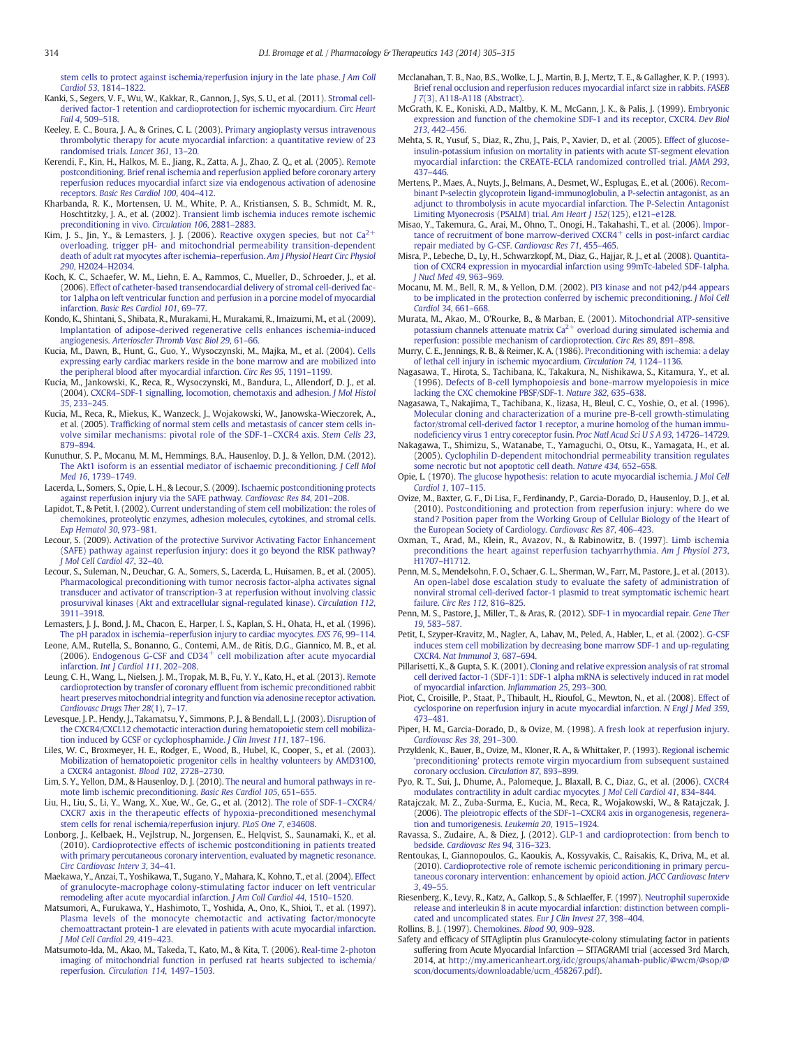stem cells to protect against ischemia/reperfusion injury in the late phase. *J Am Coll Cardiol 53*, 1814–1822.

Kanki, S., Segers, V. F., Wu, W., Kakkar, R., Gannon, J., Sys, S. U., et al. (2011). Stromal cell-derived factor-1 retention and cardioprotection for ischemic myocardium. *Circ Heart Fail 4*, 509–518.

Keeley, E. C., Boura, J. A., & Grines, C. L. (2003). Primary angioplasty versus intravenous thrombolytic therapy for acute myocardial infarction: a quantitative review of 23 randomised trials. *Lancet 361*, 13–20.

Kerendi, F., Kin, H., Halkos, M. E., Jiang, R., Zatta, A. J., Zhao, Z. Q., et al. (2005). Remote postconditioning. Brief renal ischemia and reperfusion applied before coronary artery reperfusion reduces myocardial infarct size via endogenous activation of adenosine receptors. *Basic Res Cardiol 100*, 404–412.

Kharbanda, R. K., Mortensen, U. M., White, P. A., Kristiansen, S. B., Schmidt, M. R., Hoschtitzky, J. A., et al. (2002). Transient limb ischemia induces remote ischemic preconditioning in vivo. *Circulation 106*, 2881–2883.

Kim, J. S., Jin, Y., & Lemasters, J. J. (2006). Reactive oxygen species, but not $Ca^{2+}$ overloading, trigger pH- and mitochondrial permeability transition-dependent death of adult rat myocytes after ischemia–reperfusion. *Am J Physiol Heart Circ Physiol 290*, H2024–H2034.

Koch, K. C., Schaefer, W. M., Liehn, E. A., Rammos, C., Mueller, D., Schroeder, J., et al. (2006). Effect of catheter-based transendocardial delivery of stromal cell-derived factor 1alpha on left ventricular function and perfusion in a porcine model of myocardial infarction. *Basic Res Cardiol 101*, 69–77.

Kondo, K., Shintani, S., Shibata, R., Murakami, H., Murakami, R., Imaizumi, M., et al. (2009). Implantation of adipose-derived regenerative cells enhances ischemia-induced angiogenesis. *Arterioscler Thromb Vasc Biol 29*, 61–66.

Kucia, M., Dawn, B., Hunt, G., Guo, Y., Wysoczynski, M., Majka, M., et al. (2004). Cells expressing early cardiac markers reside in the bone marrow and are mobilized into the peripheral blood after myocardial infarction. *Circ Res 95*, 1191–1199.

Kucia, M., Jankowski, K., Reca, R., Wysoczynski, M., Bandura, L., Allendorf, D. J., et al. (2004). CXCR4–SDF-1 signalling, locomotion, chemotaxis and adhesion. *J Mol Histol 35*, 233–245.

Kucia, M., Reca, R., Miekus, K., Wanzeck, J., Wojakowski, W., Janowska-Wieczorek, A., et al. (2005). Trafficking of normal stem cells and metastasis of cancer stem cells involve similar mechanisms: pivotal role of the SDF-1–CXCR4 axis. *Stem Cells 23*, 879–894.

Kunuthur, S. P., Mocanu, M. M., Hemmings, B.A., Hausenloy, D. J., & Yellon, D.M. (2012). The Akt1 isoform is an essential mediator of ischaemic preconditioning. *J Cell Mol Med 16*, 1739–1749.

Lacerda, L., Somers, S., Opie, L. H., & Lecour, S. (2009). Ischaemic postconditioning protects against reperfusion injury via the SAFE pathway. *Cardiovasc Res 84*, 201–208.

Lapidot, T., & Petit, I. (2002). Current understanding of stem cell mobilization: the roles of chemokines, proteolytic enzymes, adhesion molecules, cytokines, and stromal cells. *Exp Hematol 30*, 973–981.

Lecour, S. (2009). Activation of the protective Survivor Activating Factor Enhancement (SAFE) pathway against reperfusion injury: does it go beyond the RISK pathway? *J Mol Cell Cardiol 47*, 32–40.

Lecour, S., Suleman, N., Deuchar, G. A., Somers, S., Lacerda, L., Huisamen, B., et al. (2005). Pharmacological preconditioning with tumor necrosis factor-alpha activates signal transducer and activator of transcription-3 at reperfusion without involving classic prosurvival kinases (Akt and extracellular signal-regulated kinase). *Circulation 112*, 3911–3918.

Lemasters, J. J., Bond, J. M., Chacon, E., Harper, I. S., Kaplan, S. H., Ohata, H., et al. (1996). The pH paradox in ischemia–reperfusion injury to cardiac myocytes. *EXS 76*, 99–114.

Leone, A.M., Rutella, S., Bonanno, G., Contemi, A.M., de Ritis, D.G., Giannico, M. B., et al. (2006). Endogenous G-CSF and $CD34^+$ cell mobilization after acute myocardial infarction. *Int J Cardiol 111*, 202–208.

Leung, C. H., Wang, L., Nielsen, J. M., Tropak, M. B., Fu, Y. Y., Kato, H., et al. (2013). Remote cardioprotection by transfer of coronary effluent from ischemic preconditioned rabbit heart preserves mitochondrial integrity and function via adenosine receptor activation. *Cardiovasc Drugs Ther 28*(1), 7–17.

Levesque, J. P., Hendy, J., Takamatsu, Y., Simmons, P. J., & Bendall, L. J. (2003). Disruption of the CXCR4/CXCL12 chemotactic interaction during hematopoietic stem cell mobilization induced by GCSF or cyclophosphamide. *J Clin Invest 111*, 187–196.

Liles, W. C., Broxmeyer, H. E., Rodger, E., Wood, B., Hubel, K., Cooper, S., et al. (2003). Mobilization of hematopoietic progenitor cells in healthy volunteers by AMD3100, a CXCR4 antagonist. *Blood 102*, 2728–2730.

Lim, S. Y., Yellon, D.M., & Hausenloy, D. J. (2010). The neural and humoral pathways in remote limb ischemic preconditioning. *Basic Res Cardiol 105*, 651–655.

Liu, H., Liu, S., Li, Y., Wang, X., Xue, W., Ge, G., et al. (2012). The role of SDF-1–CXCR4/CXCR7 axis in the therapeutic effects of hypoxia-preconditioned mesenchymal stem cells for renal ischemia/reperfusion injury. *PLoS One 7*, e34608.

Lonborg, J., Kelbaek, H., Vejlstrup, N., Jorgensen, E., Helqvist, S., Saunamaki, K., et al. (2010). Cardioprotective effects of ischemic postconditioning in patients treated with primary percutaneous coronary intervention, evaluated by magnetic resonance. *Circ Cardiovasc Interv 3*, 34–41.

Maekawa, Y., Anzai, T., Yoshikawa, T., Sugano, Y., Mahara, K., Kohno, T., et al. (2004). Effect of granulocyte-macrophage colony-stimulating factor inducer on left ventricular remodeling after acute myocardial infarction. *J Am Coll Cardiol 44*, 1510–1520.

Matsumori, A., Furukawa, Y., Hashimoto, T., Yoshida, A., Ono, K., Shioi, T., et al. (1997). Plasma levels of the monocyte chemotactic and activating factor/monocyte chemoattractant protein-1 are elevated in patients with acute myocardial infarction. *J Mol Cell Cardiol 29*, 419–423.

Matsumoto-Ida, M., Akao, M., Takeda, T., Kato, M., & Kita, T. (2006). Real-time 2-photon imaging of mitochondrial function in perfused rat hearts subjected to ischemia/reperfusion. *Circulation 114*, 1497–1503.

Mcclanahan, T. B., Nao, B.S., Wolke, L. J., Martin, B. J., Mertz, T. E., & Gallagher, K. P. (1993). Brief renal occlusion and reperfusion reduces myocardial infarct size in rabbits. *FASEB J 7*(3), A118–A118 (Abstract).

McGrath, K. E., Koniski, A.D., Maltby, K. M., McGann, J. K., & Palis, J. (1999). Embryonic expression and function of the chemokine SDF-1 and its receptor, CXCR4. *Dev Biol 213*, 442–456.

Mehta, S. R., Yusuf, S., Diaz, R., Zhu, J., Pais, P., Xavier, D., et al. (2005). Effect of glucose-insulin-potassium infusion on mortality in patients with acute ST-segment elevation myocardial infarction: the CREATE-ECLA randomized controlled trial. *JAMA 293*, 437–446.

Mertens, P., Maes, A., Nuyts, J., Belmans, A., Desmet, W., Esplugas, E., et al. (2006). Recombinant P-selectin glycoprotein ligand-immunoglobulin, a P-selectin antagonist, as an adjunct to thrombolysis in acute myocardial infarction. The P-Selectin Antagonist Limiting Myonecrosis (PSALM) trial. *Am Heart J 152*(125), e121–e128.

Misao, Y., Takemura, G., Arai, M., Ohno, T., Onogi, H., Takahashi, T., et al. (2006). Importance of recruitment of bone marrow-derived $CXCR4^+$ cells in post-infarct cardiac repair mediated by G-CSF. *Cardiovasc Res 71*, 455–465.

Misra, P., Lebeche, D., Ly, H., Schwarzkopf, M., Diaz, G., Hajjar, R. J., et al. (2008). Quantitation of CXCR4 expression in myocardial infarction using 99mTc-labeled SDF-1alpha. *J Nucl Med 49*, 963–969.

Mocanu, M. M., Bell, R. M., & Yellon, D.M. (2002). PI3 kinase and not p42/p44 appears to be implicated in the protection conferred by ischemic preconditioning. *J Mol Cell Cardiol 34*, 661–668.

Murata, M., Akao, M., O'Rourke, B., & Marban, E. (2001). Mitochondrial ATP-sensitive potassium channels attenuate matrix $Ca^{2+}$ overload during simulated ischemia and reperfusion: possible mechanism of cardioprotection. *Circ Res 89*, 891–898.

Murry, C. E., Jennings, R. B., & Reimer, K. A. (1986). Preconditioning with ischemia: a delay of lethal cell injury in ischemic myocardium. *Circulation 74*, 1124–1136.

Nagasawa, T., Hirota, S., Tachibana, K., Takakura, N., Nishikawa, S., Kitamura, Y., et al. (1996). Defects of B-cell lymphopoiesis and bone-marrow myelopoiesis in mice lacking the CXC chemokine PBSF/SDF-1. *Nature 382*, 635–638.

Nagasawa, T., Nakajima, T., Tachibana, K., Iizasa, H., Bleul, C. C., Yoshie, O., et al. (1996). Molecular cloning and characterization of a murine pre-B-cell growth-stimulating factor/stromal cell-derived factor 1 receptor, a murine homolog of the human immunodeficiency virus 1 entry coreceptor fusin. *Proc Natl Acad Sci U S A 93*, 14726–14729.

Nakagawa, T., Shimizu, S., Watanabe, T., Yamaguchi, O., Otsu, K., Yamagata, H., et al. (2005). Cyclophilin D-dependent mitochondrial permeability transition regulates some necrotic but not apoptotic cell death. *Nature 434*, 652–658.

Opie, L. (1970). The glucose hypothesis: relation to acute myocardial ischemia. *J Mol Cell Cardiol 1*, 107–115.

Ovize, M., Baxter, G. F., Di Lisa, F., Ferdinandy, P., Garcia-Dorado, D., Hausenloy, D. J., et al. (2010). Postconditioning and protection from reperfusion injury: where do we stand? Position paper from the Working Group of Cellular Biology of the Heart of the European Society of Cardiology. *Cardiovasc Res 87*, 406–423.

Oxman, T., Arad, M., Klein, R., Avazov, N., & Rabinowitz, B. (1997). Limb ischemia preconditions the heart against reperfusion tachyarrhythmia. *Am J Physiol 273*, H1707–H1712.

Penn, M. S., Mendelsohn, F. O., Schaer, G. L., Sherman, W., Farr, M., Pastore, J., et al. (2013). An open-label dose escalation study to evaluate the safety of administration of nonviral stromal cell-derived factor-1 plasmid to treat symptomatic ischemic heart failure. *Circ Res 112*, 816–825.

Penn, M. S., Pastore, J., Miller, T., & Aras, R. (2012). SDF-1 in myocardial repair. *Gene Ther 19*, 583–587.

Petit, I., Szyper-Kravitz, M., Nagler, A., Lahav, M., Peled, A., Habler, L., et al. (2002). G-CSF induces stem cell mobilization by decreasing bone marrow SDF-1 and up-regulating CXCR4. *Nat Immunol 3*, 687–694.

Pillarisetti, K., & Gupta, S. K. (2001). Cloning and relative expression analysis of rat stromal cell derived factor-1 (SDF-1)1: SDF-1 alpha mRNA is selectively induced in rat model of myocardial infarction. *Inflammation 25*, 293–300.

Piot, C., Croisille, P., Staat, P., Thibault, H., Rioufol, G., Mewton, N., et al. (2008). Effect of cyclosporine on reperfusion injury in acute myocardial infarction. *N Engl J Med 359*, 473–481.

Piper, H. M., Garcia-Dorado, D., & Ovize, M. (1998). A fresh look at reperfusion injury. *Cardiovasc Res 38*, 291–300.

Przyklenk, K., Bauer, B., Ovize, M., Kloner, R. A., & Whittaker, P. (1993). Regional ischemic 'preconditioning' protects remote virgin myocardium from subsequent sustained coronary occlusion. *Circulation 87*, 893–899.

Pyo, R. T., Sui, J., Dhume, A., Palomeque, J., Blaxall, B. C., Diaz, G., et al. (2006). CXCR4 modulates contractility in adult cardiac myocytes. *J Mol Cell Cardiol 41*, 834–844.

Ratajczak, M. Z., Zuba-Surma, E., Kucia, M., Reca, R., Wojakowski, W., & Ratajczak, J. (2006). The pleiotropic effects of the SDF-1–CXCR4 axis in organogenesis, regeneration and tumorigenesis. *Leukemia 20*, 1915–1924.

Ravassa, S., Zudaire, A., & Diez, J. (2012). GLP-1 and cardioprotection: from bench to bedside. *Cardiovasc Res 94*, 316–323.

Rentoukas, I., Giannopoulos, G., Kaoukis, A., Kossyvakis, C., Raisakis, K., Driva, M., et al. (2010). Cardioprotective role of remote ischemic periconditioning in primary percutaneous coronary intervention: enhancement by opioid action. *JACC Cardiovasc Interv 3*, 49–55.

Riesenberg, K., Levy, R., Katz, A., Galkop, S., & Schlaeffer, F. (1997). Neutrophil superoxide release and interleukin 8 in acute myocardial infarction: distinction between complicated and uncomplicated states. *Eur J Clin Invest 27*, 398–404.

Rollins, B. J. (1997). Chemokines. *Blood 90*, 909–928.

Safety and efficacy of SITAgliptin plus Granulocyte-colony stimulating factor in patients suffering from Acute Myocardial Infarction — SITAGRAMI trial (accessed 3rd March, 2014, at http://my.americanheart.org/idc/groups/ahamah-public/@wcm/@sop/@scon/documents/downloadable/ucm_458267.pdf).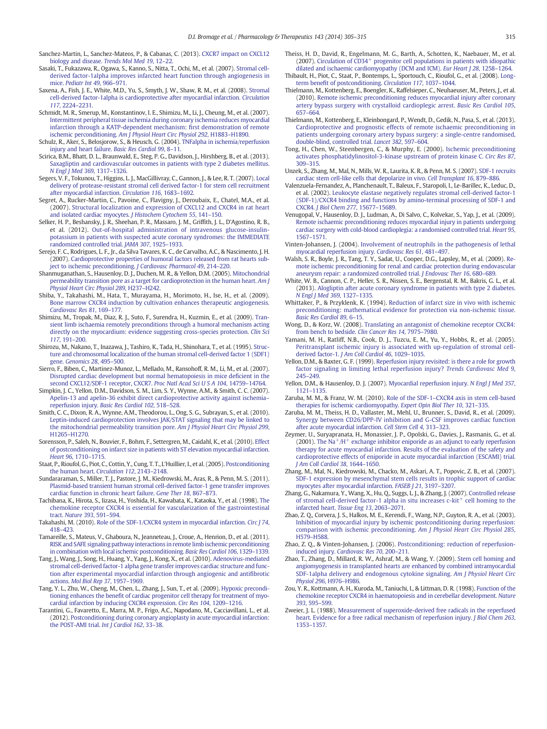Sanchez-Martin, L., Sanchez-Mateos, P., & Cabanas, C. (2013). CXCR7 impact on CXCL12 biology and disease. *Trends Mol Med 19*, 12–22.

Sasaki, T., Fukazawa, R., Ogawa, S., Kanno, S., Nitta, T., Ochi, M., et al. (2007). Stromal cell-derived factor-1alpha improves infarcted heart function through angiogenesis in mice. *Pediatr Int 49*, 966–971.

Saxena, A., Fish, J. E., White, M.D., Yu, S., Smyth, J. W., Shaw, R. M., et al. (2008). Stromal cell-derived factor-1alpha is cardioprotective after myocardial infarction. *Circulation 117*, 2224–2231.

Schmidt, M. R., Smerup, M., Konstantinov, I. E., Shimizu, M., Li, J., Cheung, M., et al. (2007). Intermittent peripheral tissue ischemia during coronary ischemia reduces myocardial infarction through a KATP-dependent mechanism: first demonstration of remote ischemic perconditioning. *Am J Physiol Heart Circ Physiol 292*, H1883–H1890.

Schulz, R., Aker, S., Belosjorow, S., & Heusch, G. (2004). TNFalpha in ischemia/reperfusion injury and heart failure. *Basic Res Cardiol 99*, 8–11.

Scirica, B.M., Bhatt, D. L., Braunwald, E., Steg, P. G., Davidson, J., Hirshberg, B., et al. (2013). Saxagliptin and cardiovascular outcomes in patients with type 2 diabetes mellitus. *N Engl J Med 369*, 1317–1326.

Segers, V. F., Tokunou, T., Higgins, L. J., MacGillivray, C., Gannon, J., & Lee, R. T. (2007). Local delivery of protease-resistant stromal cell derived factor-1 for stem cell recruitment after myocardial infarction. *Circulation 116*, 1683–1692.

Segret, A., Rucker-Martin, C., Pavoine, C., Flavigny, J., Deroubaix, E., Chatel, M.A., et al. (2007). Structural localization and expression of CXCL12 and CXCR4 in rat heart and isolated cardiac myocytes. *J Histochem Cytochem 55*, 141–150.

Selker, H. P., Beshansky, J. R., Sheehan, P. R., Massaro, J. M., Griffith, J. L., D'Agostino, R. B., et al. (2012). Out-of-hospital administration of intravenous glucose-insulin-potassium in patients with suspected acute coronary syndromes: the IMMEDIATE randomized controlled trial. *JAMA 307*, 1925–1933.

Serejo, F. C., Rodrigues, L. F., Jr., da Silva Tavares, K. C., de Carvalho, A.C., & Nascimento, J. H. (2007). Cardioprotective properties of humoral factors released from rat hearts subject to ischemic preconditioning. *J Cardiovasc Pharmacol 49*, 214–220.

Shanmuganathan, S., Hausenloy, D. J., Duchen, M. R., & Yellon, D.M. (2005). Mitochondrial permeability transition pore as a target for cardioprotection in the human heart. *Am J Physiol Heart Circ Physiol 289*, H237–H242.

Shiba, Y., Takahashi, M., Hata, T., Murayama, H., Morimoto, H., Ise, H., et al. (2009). Bone marrow CXCR4 induction by cultivation enhances therapeutic angiogenesis. *Cardiovasc Res 81*, 169–177.

Shimizu, M., Tropak, M., Diaz, R. J., Suto, F., Surendra, H., Kuzmin, E., et al. (2009). Transient limb ischaemia remotely preconditions through a humoral mechanism acting directly on the myocardium: evidence suggesting cross-species protection. *Clin Sci 117*, 191–200.

Shirozu, M., Nakano, T., Inazawa, J., Tashiro, K., Tada, H., Shinohara, T., et al. (1995). Structure and chromosomal localization of the human stromal cell-derived factor 1 (SDF1) gene. *Genomics 28*, 495–500.

Sierro, F., Biben, C., Martinez-Munoz, L., Mellado, M., Ransohoff, R. M., Li, M., et al. (2007). Disrupted cardiac development but normal hematopoiesis in mice deficient in the second CXCL12/SDF-1 receptor, CXCR7. *Proc Natl Acad Sci U S A 104*, 14759–14764.

Simpkin, J. C., Yellon, D.M., Davidson, S. M., Lim, S. Y., Wynne, A.M., & Smith, C. C. (2007). Apelin-13 and apelin-36 exhibit direct cardioprotective activity against ischemia–reperfusion injury. *Basic Res Cardiol 102*, 518–528.

Smith, C. C., Dixon, R. A., Wynne, A.M., Theodorou, L., Ong, S. G., Subrayan, S., et al. (2010). Leptin-induced cardioprotection involves JAK/STAT signaling that may be linked to the mitochondrial permeability transition pore. *Am J Physiol Heart Circ Physiol 299*, H1265–H1270.

Sorensson, P., Saleh, N., Bouvier, F., Bohm, F., Settergren, M., Caidahl, K., et al. (2010). Effect of postconditioning on infarct size in patients with ST elevation myocardial infarction. *Heart 96*, 1710–1715.

Staat, P., Rioufol, G., Piot, C., Cottin, Y., Cung, T. T., L'Huillier, I., et al. (2005). Postconditioning the human heart. *Circulation 112*, 2143–2148.

Sundararaman, S., Miller, T. J., Pastore, J. M., Kiedrowski, M., Aras, R., & Penn, M. S. (2011). Plasmid-based transient human stromal cell-derived factor-1 gene transfer improves cardiac function in chronic heart failure. *Gene Ther 18*, 867–873.

Tachibana, K., Hirota, S., Iizasa, H., Yoshida, H., Kawabata, K., Kataoka, Y., et al. (1998). The chemokine receptor CXCR4 is essential for vascularization of the gastrointestinal tract. *Nature 393*, 591–594.

Takahashi, M. (2010). Role of the SDF-1/CXCR4 system in myocardial infarction. *Circ J 74*, 418–423.

Tamareille, S., Mateus, V., Ghaboura, N., Jeanneteau, J., Croue, A., Henrion, D., et al. (2011). RISK and SAFE signaling pathway interactions in remote limb ischemic perconditioning in combination with local ischemic postconditioning. *Basic Res Cardiol 106*, 1329–1339.

Tang, J., Wang, J., Song, H., Huang, Y., Yang, J., Kong, X., et al. (2010). Adenovirus-mediated stromal cell-derived factor-1 alpha gene transfer improves cardiac structure and function after experimental myocardial infarction through angiogenic and antifibrotic actions. *Mol Biol Rep 37*, 1957–1969.

Tang, Y. L., Zhu, W., Cheng, M., Chen, L., Zhang, J., Sun, T., et al. (2009). Hypoxic preconditioning enhances the benefit of cardiac progenitor cell therapy for treatment of myocardial infarction by inducing CXCR4 expression. *Circ Res 104*, 1209–1216.

Tarantini, G., Favaretto, E., Marra, M. P., Frigo, A.C., Napodano, M., Cacciavillani, L., et al. (2012). Postconditioning during coronary angioplasty in acute myocardial infarction: the POST-AMI trial. *Int J Cardiol 162*, 33–38.

Theiss, H. D., David, R., Engelmann, M. G., Barth, A., Schotten, K., Naebauer, M., et al. (2007). Circulation of CD34$^{+}$ progenitor cell populations in patients with idiopathic dilated and ischaemic cardiomyopathy (DCM and ICM). *Eur Heart J 28*, 1258–1264.

Thibault, H., Piot, C., Staat, P., Bontemps, L., Sportouch, C., Rioufol, G., et al. (2008). Long-term benefit of postconditioning. *Circulation 117*, 1037–1044.

Thielmann, M., Kottenberg, E., Boengler, K., Raffelsieper, C., Neuhaeuser, M., Peters, J., et al. (2010). Remote ischemic preconditioning reduces myocardial injury after coronary artery bypass surgery with crystalloid cardioplegic arrest. *Basic Res Cardiol 105*, 657–664.

Thielmann, M., Kottenberg, E., Kleinbongard, P., Wendt, D., Gedik, N., Pasa, S., et al. (2013). Cardioprotective and prognostic effects of remote ischaemic preconditioning in patients undergoing coronary artery bypass surgery: a single-centre randomised, double-blind, controlled trial. *Lancet 382*, 597–604.

Tong, H., Chen, W., Steenbergen, C., & Murphy, E. (2000). Ischemic preconditioning activates phosphatidylinositol-3-kinase upstream of protein kinase C. *Circ Res 87*, 309–315.

Unzek, S., Zhang, M., Mal, N., Mills, W. R., Laurita, K. R., & Penn, M. S. (2007). SDF-1 recruits cardiac stem cell-like cells that depolarize in vivo. *Cell Transplant 16*, 879–886.

Valenzuela-Fernandez, A., Planchenault, T., Baleux, F., Staropoli, I., Le-Barillec, K., Leduc, D., et al. (2002). Leukocyte elastase negatively regulates stromal cell-derived factor-1 (SDF-1)/CXCR4 binding and functions by amino-terminal processing of SDF-1 and CXCR4. *J Biol Chem 277*, 15677–15689.

Venugopal, V., Hausenloy, D. J., Ludman, A., Di Salvo, C., Kolvekar, S., Yap, J., et al. (2009). Remote ischaemic preconditioning reduces myocardial injury in patients undergoing cardiac surgery with cold-blood cardioplegia: a randomised controlled trial. *Heart 95*, 1567–1571.

Vinten-Johansen, J. (2004). Involvement of neutrophils in the pathogenesis of lethal myocardial reperfusion injury. *Cardiovasc Res 61*, 481–497.

Walsh, S. R., Boyle, J. R., Tang, T. Y., Sadat, U., Cooper, D.G., Lapsley, M., et al. (2009). Remote ischemic preconditioning for renal and cardiac protection during endovascular aneurysm repair: a randomized controlled trial. *J Endovasc Ther 16*, 680–689.

White, W. B., Cannon, C. P., Heller, S. R., Nissen, S. E., Bergenstal, R. M., Bakris, G. L., et al. (2013). Alogliptin after acute coronary syndrome in patients with type 2 diabetes. *N Engl J Med 369*, 1327–1335.

Whittaker, P., & Przyklenk, K. (1994). Reduction of infarct size in vivo with ischemic preconditioning: mathematical evidence for protection via non-ischemic tissue. *Basic Res Cardiol 89*, 6–15.

Wong, D., & Korz, W. (2008). Translating an antagonist of chemokine receptor CXCR4: from bench to bedside. *Clin Cancer Res 14*, 7975–7980.

Yamani, M. H., Ratliff, N.B., Cook, D. J., Tuzcu, E. M., Yu, Y., Hobbs, R., et al. (2005). Peritransplant ischemic injury is associated with up-regulation of stromal cell-derived factor-1. *J Am Coll Cardiol 46*, 1029–1035.

Yellon, D.M., & Baxter, G. F. (1999). Reperfusion injury revisited: is there a role for growth factor signaling in limiting lethal reperfusion injury? *Trends Cardiovasc Med 9*, 245–249.

Yellon, D.M., & Hausenloy, D. J. (2007). Myocardial reperfusion injury. *N Engl J Med 357*, 1121–1135.

Zaruba, M. M., & Franz, W. M. (2010). Role of the SDF-1–CXCR4 axis in stem cell-based therapies for ischemic cardiomyopathy. *Expert Opin Biol Ther 10*, 321–335.

Zaruba, M. M., Theiss, H. D., Vallaster, M., Mehl, U., Brunner, S., David, R., et al. (2009). Synergy between CD26/DPP-IV inhibition and G-CSF improves cardiac function after acute myocardial infarction. *Cell Stem Cell 4*, 313–323.

Zeymer, U., Suryapranata, H., Monassier, J. P., Opolski, G., Davies, J., Rasmanis, G., et al. (2001). The $Na^{+}/H^{+}$ exchange inhibitor eniporide as an adjunct to early reperfusion therapy for acute myocardial infarction. Results of the evaluation of the safety and cardioprotective effects of eniporide in acute myocardial infarction (ESCAMI) trial. *J Am Coll Cardiol 38*, 1644–1650.

Zhang, M., Mal, N., Kiedrowski, M., Chacko, M., Askari, A. T., Popovic, Z. B., et al. (2007). SDF-1 expression by mesenchymal stem cells results in trophic support of cardiac myocytes after myocardial infarction. *FASEB J 21*, 3197–3207.

Zhang, G., Nakamura, Y., Wang, X., Hu, Q., Suggs, L. J., & Zhang, J. (2007). Controlled release of stromal cell-derived factor-1 alpha in situ increases c-kit$^{+}$ cell homing to the infarcted heart. *Tissue Eng 13*, 2063–2071.

Zhao, Z. Q., Corvera, J. S., Halkos, M. E., Kerendi, F., Wang, N.P., Guyton, R. A., et al. (2003). Inhibition of myocardial injury by ischemic postconditioning during reperfusion: comparison with ischemic preconditioning. *Am J Physiol Heart Circ Physiol 285*, H579–H588.

Zhao, Z. Q., & Vinten-Johansen, J. (2006). Postconditioning: reduction of reperfusion-induced injury. *Cardiovasc Res 70*, 200–211.

Zhao, T., Zhang, D., Millard, R. W., Ashraf, M., & Wang, Y. (2009). Stem cell homing and angiomyogenesis in transplanted hearts are enhanced by combined intramyocardial SDF-1alpha delivery and endogenous cytokine signaling. *Am J Physiol Heart Circ Physiol 296*, H976–H986.

Zou, Y. R., Kottmann, A. H., Kuroda, M., Taniuchi, I., & Littman, D. R. (1998). Function of the chemokine receptor CXCR4 in haematopoiesis and in cerebellar development. *Nature 393*, 595–599.

Zweier, J. L. (1988). Measurement of superoxide-derived free radicals in the reperfused heart. Evidence for a free radical mechanism of reperfusion injury. *J Biol Chem 263*, 1353–1357.